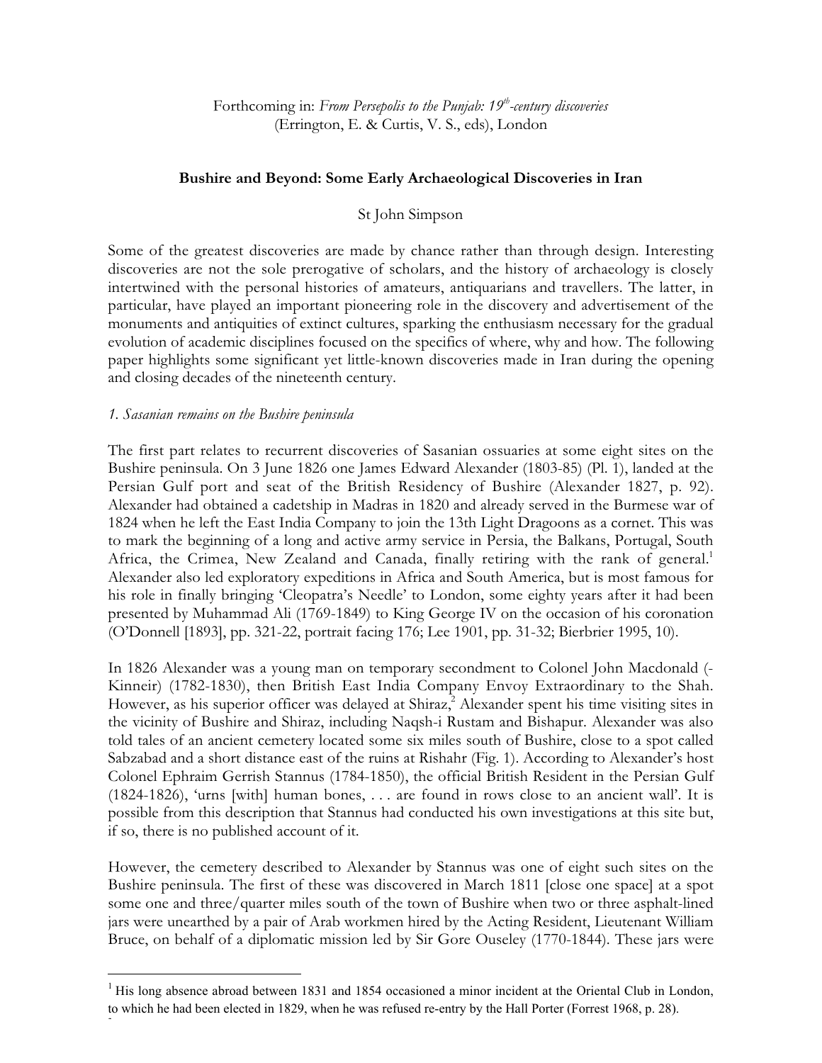Forthcoming in: *From Persepolis to the Punjab: 19th-century discoveries* (Errington, E. & Curtis, V. S., eds), London

## Bushire and Beyond: Some Early Archaeological Discoveries in Iran

St John Simpson

Some of the greatest discoveries are made by chance rather than through design. Interesting discoveries are not the sole prerogative of scholars, and the history of archaeology is closely intertwined with the personal histories of amateurs, antiquarians and travellers. The latter, in particular, have played an important pioneering role in the discovery and advertisement of the monuments and antiquities of extinct cultures, sparking the enthusiasm necessary for the gradual evolution of academic disciplines focused on the specifics of where, why and how. The following paper highlights some significant yet little-known discoveries made in Iran during the opening and closing decades of the nineteenth century.

### *1. Sasanian remains on the Bushire peninsula*

The first part relates to recurrent discoveries of Sasanian ossuaries at some eight sites on the Bushire peninsula. On 3 June 1826 one James Edward Alexander (1803-85) (Pl. 1), landed at the Persian Gulf port and seat of the British Residency of Bushire (Alexander 1827, p. 92). Alexander had obtained a cadetship in Madras in 1820 and already served in the Burmese war of 1824 when he left the East India Company to join the 13th Light Dragoons as a cornet. This was to mark the beginning of a long and active army service in Persia, the Balkans, Portugal, South Africa, the Crimea, New Zealand and Canada, finally retiring with the rank of general.[1] Alexander also led exploratory expeditions in Africa and South America, but is most famous for his role in finally bringing 'Cleopatra's Needle' to London, some eighty years after it had been presented by Muhammad Ali (1769-1849) to King George IV on the occasion of his coronation (O'Donnell [1893], pp. 321-22, portrait facing 176; Lee 1901, pp. 31-32; Bierbrier 1995, 10).

In 1826 Alexander was a young man on temporary secondment to Colonel John Macdonald (-Kinneir) (1782-1830), then British East India Company Envoy Extraordinary to the Shah. However, as his superior officer was delayed at Shiraz,[2] Alexander spent his time visiting sites in the vicinity of Bushire and Shiraz, including Naqsh-i Rustam and Bishapur. Alexander was also told tales of an ancient cemetery located some six miles south of Bushire, close to a spot called Sabzabad and a short distance east of the ruins at Rishahr (Fig. 1). According to Alexander's host Colonel Ephraim Gerrish Stannus (1784-1850), the official British Resident in the Persian Gulf (1824-1826), 'urns [with] human bones, . . . are found in rows close to an ancient wall'. It is possible from this description that Stannus had conducted his own investigations at this site but, if so, there is no published account of it.

However, the cemetery described to Alexander by Stannus was one of eight such sites on the Bushire peninsula. The first of these was discovered in March 1811 [close one space] at a spot some one and three/quarter miles south of the town of Bushire when two or three asphalt-lined jars were unearthed by a pair of Arab workmen hired by the Acting Resident, Lieutenant William Bruce, on behalf of a diplomatic mission led by Sir Gore Ouseley (1770-1844). These jars were

[1] His long absence abroad between 1831 and 1854 occasioned a minor incident at the Oriental Club in London, to which he had been elected in 1829, when he was refused re-entry by the Hall Porter (Forrest 1968, p. 28).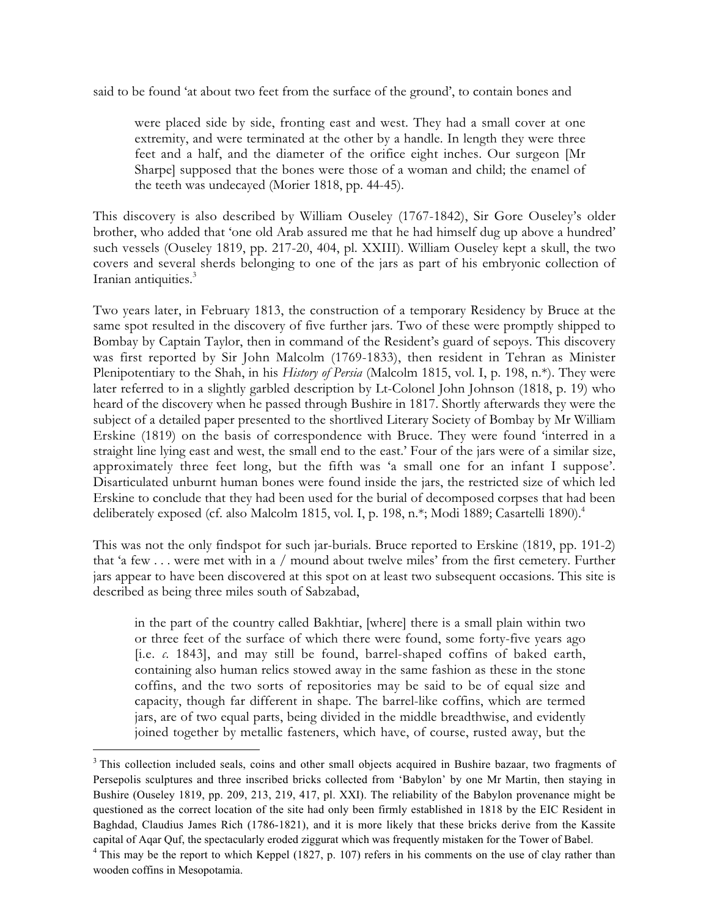said to be found 'at about two feet from the surface of the ground', to contain bones and

> were placed side by side, fronting east and west. They had a small cover at one extremity, and were terminated at the other by a handle. In length they were three feet and a half, and the diameter of the orifice eight inches. Our surgeon [Mr Sharpe] supposed that the bones were those of a woman and child; the enamel of the teeth was undecayed (Morier 1818, pp. 44-45).

This discovery is also described by William Ouseley (1767-1842), Sir Gore Ouseley's older brother, who added that 'one old Arab assured me that he had himself dug up above a hundred' such vessels (Ouseley 1819, pp. 217-20, 404, pl. XXIII). William Ouseley kept a skull, the two covers and several sherds belonging to one of the jars as part of his embryonic collection of Iranian antiquities.[3]

Two years later, in February 1813, the construction of a temporary Residency by Bruce at the same spot resulted in the discovery of five further jars. Two of these were promptly shipped to Bombay by Captain Taylor, then in command of the Resident's guard of sepoys. This discovery was first reported by Sir John Malcolm (1769-1833), then resident in Tehran as Minister Plenipotentiary to the Shah, in his *History of Persia* (Malcolm 1815, vol. I, p. 198, n.*). They were later referred to in a slightly garbled description by Lt-Colonel John Johnson (1818, p. 19) who heard of the discovery when he passed through Bushire in 1817. Shortly afterwards they were the subject of a detailed paper presented to the shortlived Literary Society of Bombay by Mr William Erskine (1819) on the basis of correspondence with Bruce. They were found 'interred in a straight line lying east and west, the small end to the east.' Four of the jars were of a similar size, approximately three feet long, but the fifth was 'a small one for an infant I suppose'. Disarticulated unburnt human bones were found inside the jars, the restricted size of which led Erskine to conclude that they had been used for the burial of decomposed corpses that had been deliberately exposed (cf. also Malcolm 1815, vol. I, p. 198, n.*; Modi 1889; Casartelli 1890).[4]

This was not the only findspot for such jar-burials. Bruce reported to Erskine (1819, pp. 191-2) that 'a few . . . were met with in a / mound about twelve miles' from the first cemetery. Further jars appear to have been discovered at this spot on at least two subsequent occasions. This site is described as being three miles south of Sabzabad,

> in the part of the country called Bakhtiar, [where] there is a small plain within two or three feet of the surface of which there were found, some forty-five years ago [i.e. *c.* 1843], and may still be found, barrel-shaped coffins of baked earth, containing also human relics stowed away in the same fashion as these in the stone coffins, and the two sorts of repositories may be said to be of equal size and capacity, though far different in shape. The barrel-like coffins, which are termed jars, are of two equal parts, being divided in the middle breadthwise, and evidently joined together by metallic fasteners, which have, of course, rusted away, but the

---

[3] This collection included seals, coins and other small objects acquired in Bushire bazaar, two fragments of Persepolis sculptures and three inscribed bricks collected from 'Babylon' by one Mr Martin, then staying in Bushire (Ouseley 1819, pp. 209, 213, 219, 417, pl. XXI). The reliability of the Babylon provenance might be questioned as the correct location of the site had only been firmly established in 1818 by the EIC Resident in Baghdad, Claudius James Rich (1786-1821), and it is more likely that these bricks derive from the Kassite capital of Aqar Quf, the spectacularly eroded ziggurat which was frequently mistaken for the Tower of Babel.

[4] This may be the report to which Keppel (1827, p. 107) refers in his comments on the use of clay rather than wooden coffins in Mesopotamia.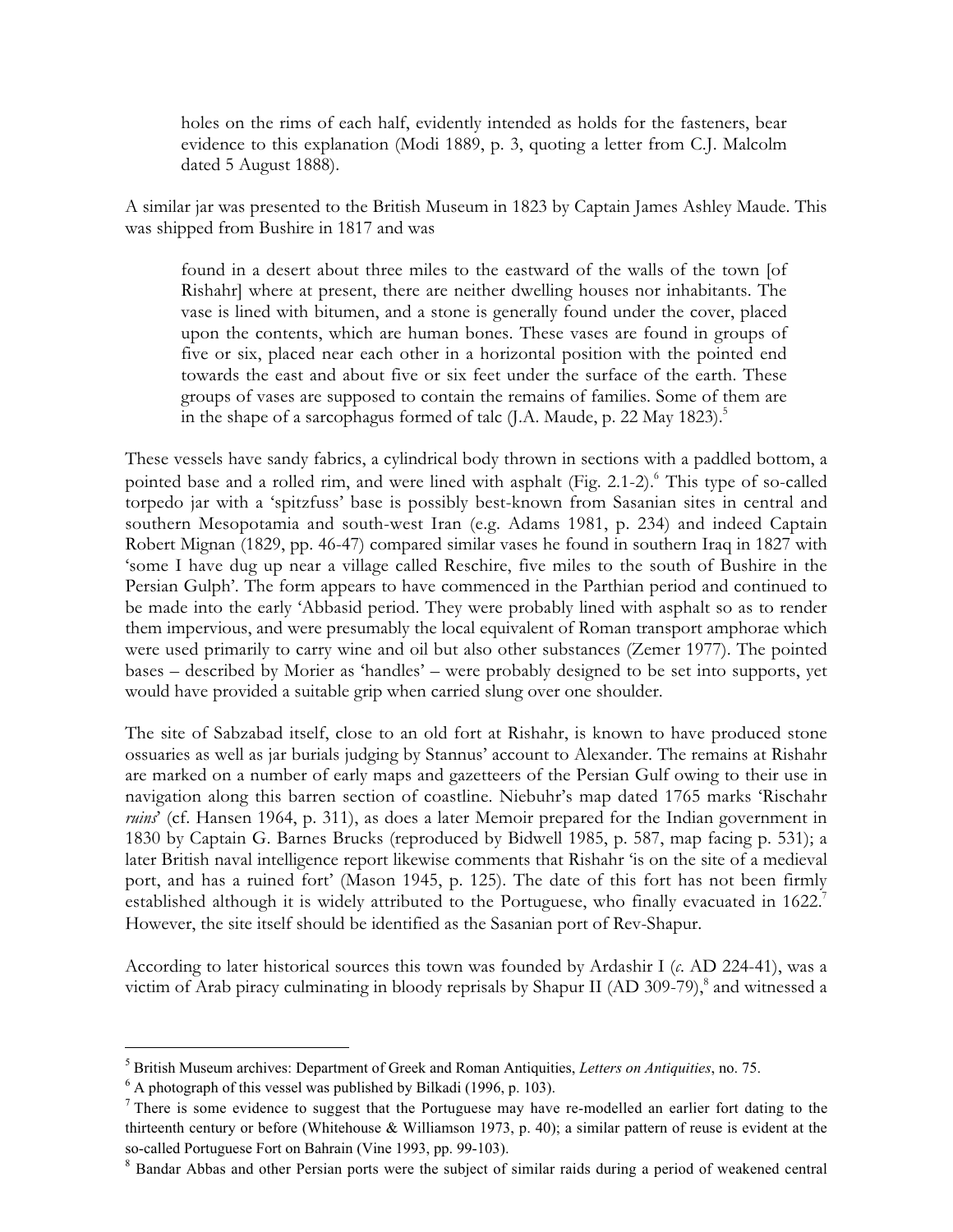> holes on the rims of each half, evidently intended as holds for the fasteners, bear evidence to this explanation (Modi 1889, p. 3, quoting a letter from C.J. Malcolm dated 5 August 1888).

A similar jar was presented to the British Museum in 1823 by Captain James Ashley Maude. This was shipped from Bushire in 1817 and was

> found in a desert about three miles to the eastward of the walls of the town [of Rishahr] where at present, there are neither dwelling houses nor inhabitants. The vase is lined with bitumen, and a stone is generally found under the cover, placed upon the contents, which are human bones. These vases are found in groups of five or six, placed near each other in a horizontal position with the pointed end towards the east and about five or six feet under the surface of the earth. These groups of vases are supposed to contain the remains of families. Some of them are in the shape of a sarcophagus formed of talc (J.A. Maude, p. 22 May 1823).[5]

These vessels have sandy fabrics, a cylindrical body thrown in sections with a paddled bottom, a pointed base and a rolled rim, and were lined with asphalt (Fig. 2.1-2).[6] This type of so-called torpedo jar with a 'spitzfuss' base is possibly best-known from Sasanian sites in central and southern Mesopotamia and south-west Iran (e.g. Adams 1981, p. 234) and indeed Captain Robert Mignan (1829, pp. 46-47) compared similar vases he found in southern Iraq in 1827 with 'some I have dug up near a village called Reschire, five miles to the south of Bushire in the Persian Gulph'. The form appears to have commenced in the Parthian period and continued to be made into the early 'Abbasid period. They were probably lined with asphalt so as to render them impervious, and were presumably the local equivalent of Roman transport amphorae which were used primarily to carry wine and oil but also other substances (Zemer 1977). The pointed bases – described by Morier as 'handles' – were probably designed to be set into supports, yet would have provided a suitable grip when carried slung over one shoulder.

The site of Sabzabad itself, close to an old fort at Rishahr, is known to have produced stone ossuaries as well as jar burials judging by Stannus' account to Alexander. The remains at Rishahr are marked on a number of early maps and gazetteers of the Persian Gulf owing to their use in navigation along this barren section of coastline. Niebuhr's map dated 1765 marks 'Rischahr *ruins*' (cf. Hansen 1964, p. 311), as does a later Memoir prepared for the Indian government in 1830 by Captain G. Barnes Brucks (reproduced by Bidwell 1985, p. 587, map facing p. 531); a later British naval intelligence report likewise comments that Rishahr 'is on the site of a medieval port, and has a ruined fort' (Mason 1945, p. 125). The date of this fort has not been firmly established although it is widely attributed to the Portuguese, who finally evacuated in 1622.[7] However, the site itself should be identified as the Sasanian port of Rev-Shapur.

According to later historical sources this town was founded by Ardashir I (*c.* AD 224-41), was a victim of Arab piracy culminating in bloody reprisals by Shapur II (AD 309-79),[8] and witnessed a

---

[5] British Museum archives: Department of Greek and Roman Antiquities, *Letters on Antiquities*, no. 75.

[6] A photograph of this vessel was published by Bilkadi (1996, p. 103).

[7] There is some evidence to suggest that the Portuguese may have re-modelled an earlier fort dating to the thirteenth century or before (Whitehouse & Williamson 1973, p. 40); a similar pattern of reuse is evident at the so-called Portuguese Fort on Bahrain (Vine 1993, pp. 99-103).

[8] Bandar Abbas and other Persian ports were the subject of similar raids during a period of weakened central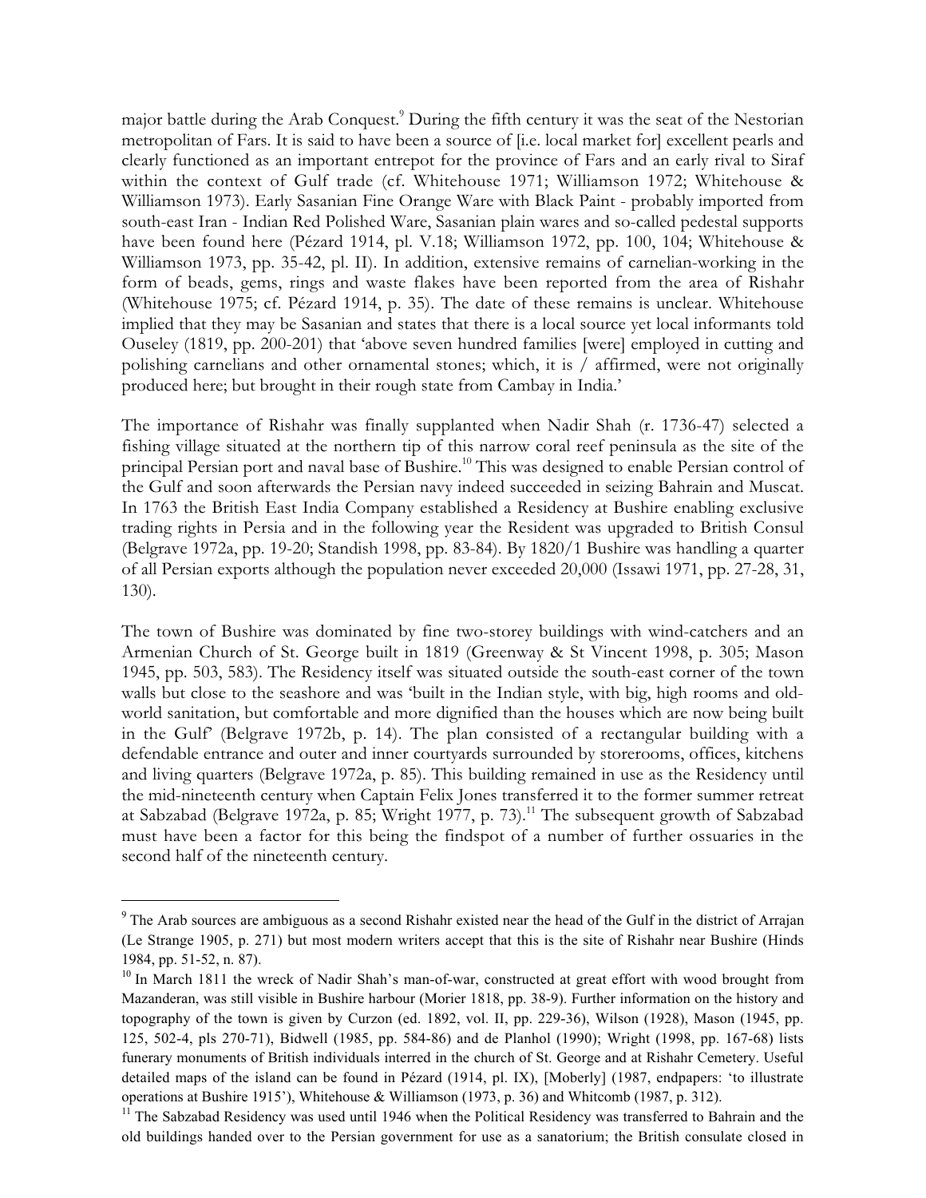major battle during the Arab Conquest.[9] During the fifth century it was the seat of the Nestorian metropolitan of Fars. It is said to have been a source of [i.e. local market for] excellent pearls and clearly functioned as an important entrepot for the province of Fars and an early rival to Siraf within the context of Gulf trade (cf. Whitehouse 1971; Williamson 1972; Whitehouse & Williamson 1973). Early Sasanian Fine Orange Ware with Black Paint - probably imported from south-east Iran - Indian Red Polished Ware, Sasanian plain wares and so-called pedestal supports have been found here (Pézard 1914, pl. V.18; Williamson 1972, pp. 100, 104; Whitehouse & Williamson 1973, pp. 35-42, pl. II). In addition, extensive remains of carnelian-working in the form of beads, gems, rings and waste flakes have been reported from the area of Rishahr (Whitehouse 1975; cf. Pézard 1914, p. 35). The date of these remains is unclear. Whitehouse implied that they may be Sasanian and states that there is a local source yet local informants told Ouseley (1819, pp. 200-201) that 'above seven hundred families [were] employed in cutting and polishing carnelians and other ornamental stones; which, it is / affirmed, were not originally produced here; but brought in their rough state from Cambay in India.'

The importance of Rishahr was finally supplanted when Nadir Shah (r. 1736-47) selected a fishing village situated at the northern tip of this narrow coral reef peninsula as the site of the principal Persian port and naval base of Bushire.[10] This was designed to enable Persian control of the Gulf and soon afterwards the Persian navy indeed succeeded in seizing Bahrain and Muscat. In 1763 the British East India Company established a Residency at Bushire enabling exclusive trading rights in Persia and in the following year the Resident was upgraded to British Consul (Belgrave 1972a, pp. 19-20; Standish 1998, pp. 83-84). By 1820/1 Bushire was handling a quarter of all Persian exports although the population never exceeded 20,000 (Issawi 1971, pp. 27-28, 31, 130).

The town of Bushire was dominated by fine two-storey buildings with wind-catchers and an Armenian Church of St. George built in 1819 (Greenway & St Vincent 1998, p. 305; Mason 1945, pp. 503, 583). The Residency itself was situated outside the south-east corner of the town walls but close to the seashore and was 'built in the Indian style, with big, high rooms and old-world sanitation, but comfortable and more dignified than the houses which are now being built in the Gulf' (Belgrave 1972b, p. 14). The plan consisted of a rectangular building with a defendable entrance and outer and inner courtyards surrounded by storerooms, offices, kitchens and living quarters (Belgrave 1972a, p. 85). This building remained in use as the Residency until the mid-nineteenth century when Captain Felix Jones transferred it to the former summer retreat at Sabzabad (Belgrave 1972a, p. 85; Wright 1977, p. 73).[11] The subsequent growth of Sabzabad must have been a factor for this being the findspot of a number of further ossuaries in the second half of the nineteenth century.

---

[9] The Arab sources are ambiguous as a second Rishahr existed near the head of the Gulf in the district of Arrajan (Le Strange 1905, p. 271) but most modern writers accept that this is the site of Rishahr near Bushire (Hinds 1984, pp. 51-52, n. 87).

[10] In March 1811 the wreck of Nadir Shah's man-of-war, constructed at great effort with wood brought from Mazanderan, was still visible in Bushire harbour (Morier 1818, pp. 38-9). Further information on the history and topography of the town is given by Curzon (ed. 1892, vol. II, pp. 229-36), Wilson (1928), Mason (1945, pp. 125, 502-4, pls 270-71), Bidwell (1985, pp. 584-86) and de Planhol (1990); Wright (1998, pp. 167-68) lists funerary monuments of British individuals interred in the church of St. George and at Rishahr Cemetery. Useful detailed maps of the island can be found in Pézard (1914, pl. IX), [Moberly] (1987, endpapers: 'to illustrate operations at Bushire 1915'), Whitehouse & Williamson (1973, p. 36) and Whitcomb (1987, p. 312).

[11] The Sabzabad Residency was used until 1946 when the Political Residency was transferred to Bahrain and the old buildings handed over to the Persian government for use as a sanatorium; the British consulate closed in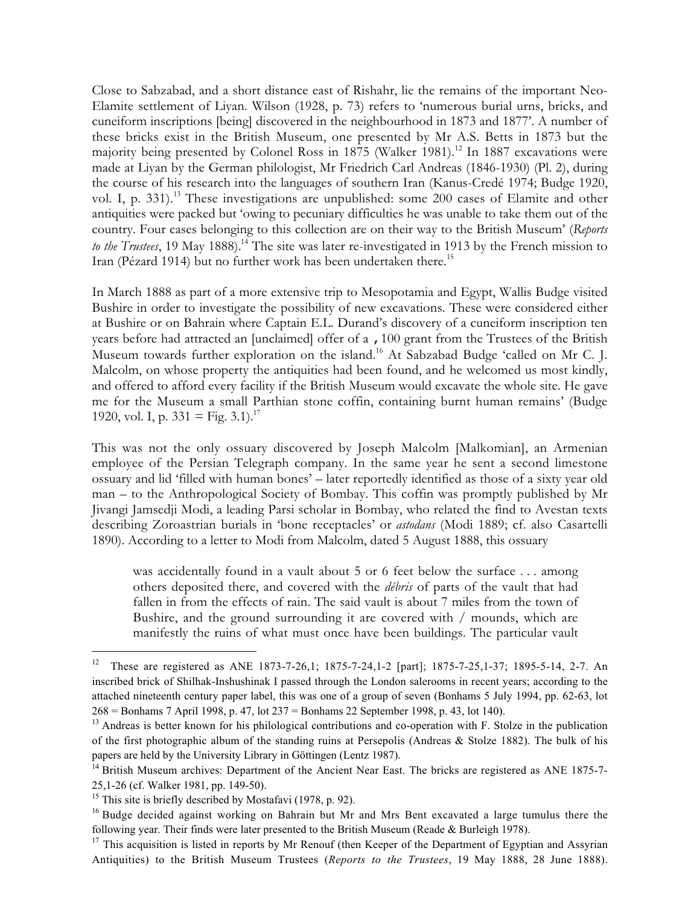Close to Sabzabad, and a short distance east of Rishahr, lie the remains of the important Neo-Elamite settlement of Liyan. Wilson (1928, p. 73) refers to 'numerous burial urns, bricks, and cuneiform inscriptions [being] discovered in the neighbourhood in 1873 and 1877'. A number of these bricks exist in the British Museum, one presented by Mr A.S. Betts in 1873 but the majority being presented by Colonel Ross in 1875 (Walker 1981).[12] In 1887 excavations were made at Liyan by the German philologist, Mr Friedrich Carl Andreas (1846-1930) (Pl. 2), during the course of his research into the languages of southern Iran (Kanus-Credé 1974; Budge 1920, vol. I, p. 331).[13] These investigations are unpublished: some 200 cases of Elamite and other antiquities were packed but 'owing to pecuniary difficulties he was unable to take them out of the country. Four cases belonging to this collection are on their way to the British Museum' (*Reports to the Trustees*, 19 May 1888).[14] The site was later re-investigated in 1913 by the French mission to Iran (Pézard 1914) but no further work has been undertaken there.[15]

In March 1888 as part of a more extensive trip to Mesopotamia and Egypt, Wallis Budge visited Bushire in order to investigate the possibility of new excavations. These were considered either at Bushire or on Bahrain where Captain E.L. Durand's discovery of a cuneiform inscription ten years before had attracted an [unclaimed] offer of a ,100 grant from the Trustees of the British Museum towards further exploration on the island.[16] At Sabzabad Budge 'called on Mr C. J. Malcolm, on whose property the antiquities had been found, and he welcomed us most kindly, and offered to afford every facility if the British Museum would excavate the whole site. He gave me for the Museum a small Parthian stone coffin, containing burnt human remains' (Budge 1920, vol. I, p. 331 = Fig. 3.1).[17]

This was not the only ossuary discovered by Joseph Malcolm [Malkomian], an Armenian employee of the Persian Telegraph company. In the same year he sent a second limestone ossuary and lid 'filled with human bones' – later reportedly identified as those of a sixty year old man – to the Anthropological Society of Bombay. This coffin was promptly published by Mr Jivangi Jamsedji Modi, a leading Parsi scholar in Bombay, who related the find to Avestan texts describing Zoroastrian burials in 'bone receptacles' or *astodans* (Modi 1889; cf. also Casartelli 1890). According to a letter to Modi from Malcolm, dated 5 August 1888, this ossuary

> was accidentally found in a vault about 5 or 6 feet below the surface . . . among others deposited there, and covered with the *débris* of parts of the vault that had fallen in from the effects of rain. The said vault is about 7 miles from the town of Bushire, and the ground surrounding it are covered with / mounds, which are manifestly the ruins of what must once have been buildings. The particular vault

[12] These are registered as ANE 1873-7-26,1; 1875-7-24,1-2 [part]; 1875-7-25,1-37; 1895-5-14, 2-7. An inscribed brick of Shilhak-Inshushinak I passed through the London salerooms in recent years; according to the attached nineteenth century paper label, this was one of a group of seven (Bonhams 5 July 1994, pp. 62-63, lot 268 = Bonhams 7 April 1998, p. 47, lot 237 = Bonhams 22 September 1998, p. 43, lot 140).

[13] Andreas is better known for his philological contributions and co-operation with F. Stolze in the publication of the first photographic album of the standing ruins at Persepolis (Andreas & Stolze 1882). The bulk of his papers are held by the University Library in Göttingen (Lentz 1987).

[14] British Museum archives: Department of the Ancient Near East. The bricks are registered as ANE 1875-7-25,1-26 (cf. Walker 1981, pp. 149-50).

[15] This site is briefly described by Mostafavi (1978, p. 92).

[16] Budge decided against working on Bahrain but Mr and Mrs Bent excavated a large tumulus there the following year. Their finds were later presented to the British Museum (Reade & Burleigh 1978).

[17] This acquisition is listed in reports by Mr Renouf (then Keeper of the Department of Egyptian and Assyrian Antiquities) to the British Museum Trustees (*Reports to the Trustees*, 19 May 1888, 28 June 1888).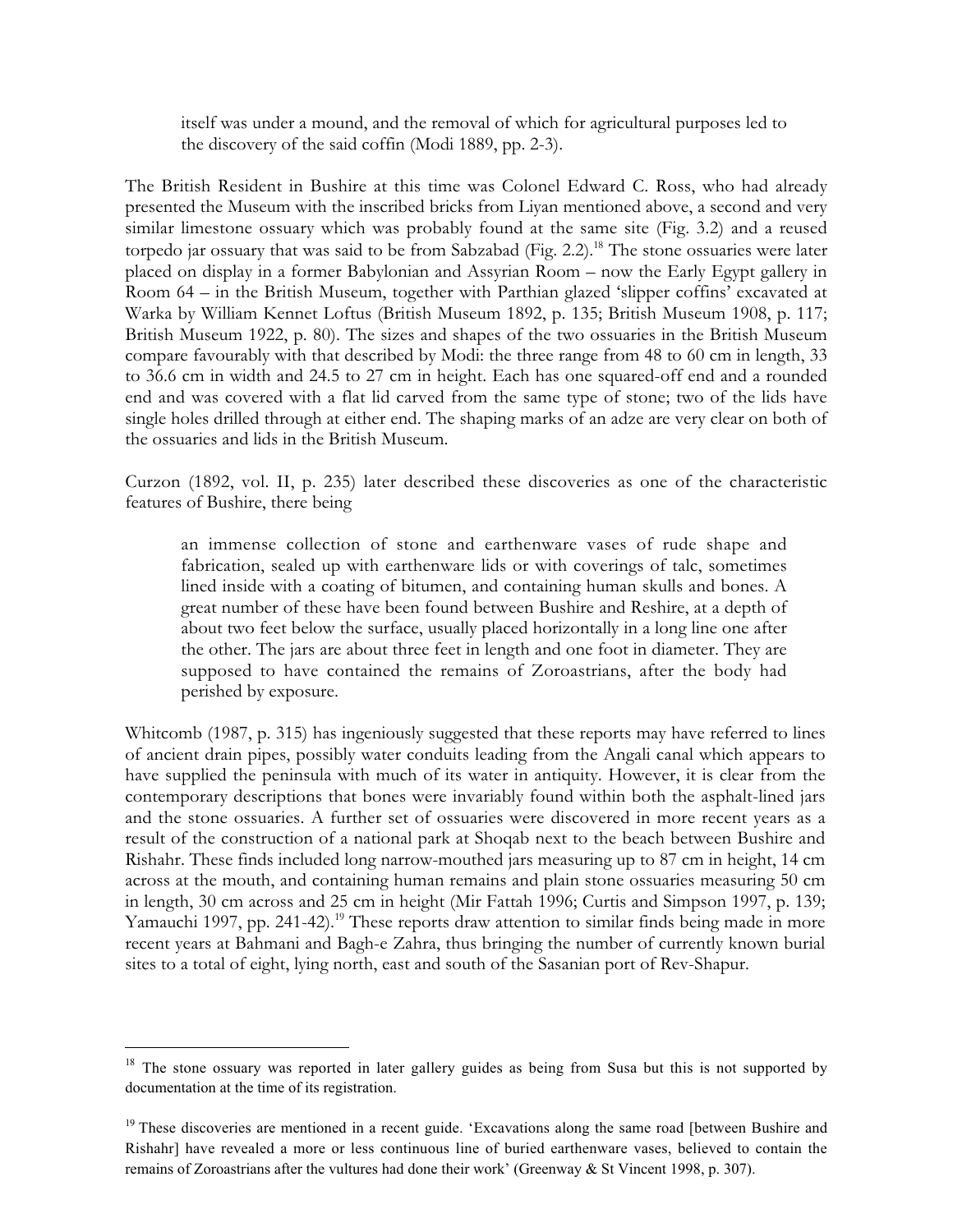> itself was under a mound, and the removal of which for agricultural purposes led to the discovery of the said coffin (Modi 1889, pp. 2-3).

The British Resident in Bushire at this time was Colonel Edward C. Ross, who had already presented the Museum with the inscribed bricks from Liyan mentioned above, a second and very similar limestone ossuary which was probably found at the same site (Fig. 3.2) and a reused torpedo jar ossuary that was said to be from Sabzabad (Fig. 2.2).[18] The stone ossuaries were later placed on display in a former Babylonian and Assyrian Room – now the Early Egypt gallery in Room 64 – in the British Museum, together with Parthian glazed 'slipper coffins' excavated at Warka by William Kennet Loftus (British Museum 1892, p. 135; British Museum 1908, p. 117; British Museum 1922, p. 80). The sizes and shapes of the two ossuaries in the British Museum compare favourably with that described by Modi: the three range from 48 to 60 cm in length, 33 to 36.6 cm in width and 24.5 to 27 cm in height. Each has one squared-off end and a rounded end and was covered with a flat lid carved from the same type of stone; two of the lids have single holes drilled through at either end. The shaping marks of an adze are very clear on both of the ossuaries and lids in the British Museum.

Curzon (1892, vol. II, p. 235) later described these discoveries as one of the characteristic features of Bushire, there being

> an immense collection of stone and earthenware vases of rude shape and fabrication, sealed up with earthenware lids or with coverings of talc, sometimes lined inside with a coating of bitumen, and containing human skulls and bones. A great number of these have been found between Bushire and Reshire, at a depth of about two feet below the surface, usually placed horizontally in a long line one after the other. The jars are about three feet in length and one foot in diameter. They are supposed to have contained the remains of Zoroastrians, after the body had perished by exposure.

Whitcomb (1987, p. 315) has ingeniously suggested that these reports may have referred to lines of ancient drain pipes, possibly water conduits leading from the Angali canal which appears to have supplied the peninsula with much of its water in antiquity. However, it is clear from the contemporary descriptions that bones were invariably found within both the asphalt-lined jars and the stone ossuaries. A further set of ossuaries were discovered in more recent years as a result of the construction of a national park at Shoqab next to the beach between Bushire and Rishahr. These finds included long narrow-mouthed jars measuring up to 87 cm in height, 14 cm across at the mouth, and containing human remains and plain stone ossuaries measuring 50 cm in length, 30 cm across and 25 cm in height (Mir Fattah 1996; Curtis and Simpson 1997, p. 139; Yamauchi 1997, pp. 241-42).[19] These reports draw attention to similar finds being made in more recent years at Bahmani and Bagh-e Zahra, thus bringing the number of currently known burial sites to a total of eight, lying north, east and south of the Sasanian port of Rev-Shapur.

---

[18] The stone ossuary was reported in later gallery guides as being from Susa but this is not supported by documentation at the time of its registration.

[19] These discoveries are mentioned in a recent guide. 'Excavations along the same road [between Bushire and Rishahr] have revealed a more or less continuous line of buried earthenware vases, believed to contain the remains of Zoroastrians after the vultures had done their work' (Greenway & St Vincent 1998, p. 307).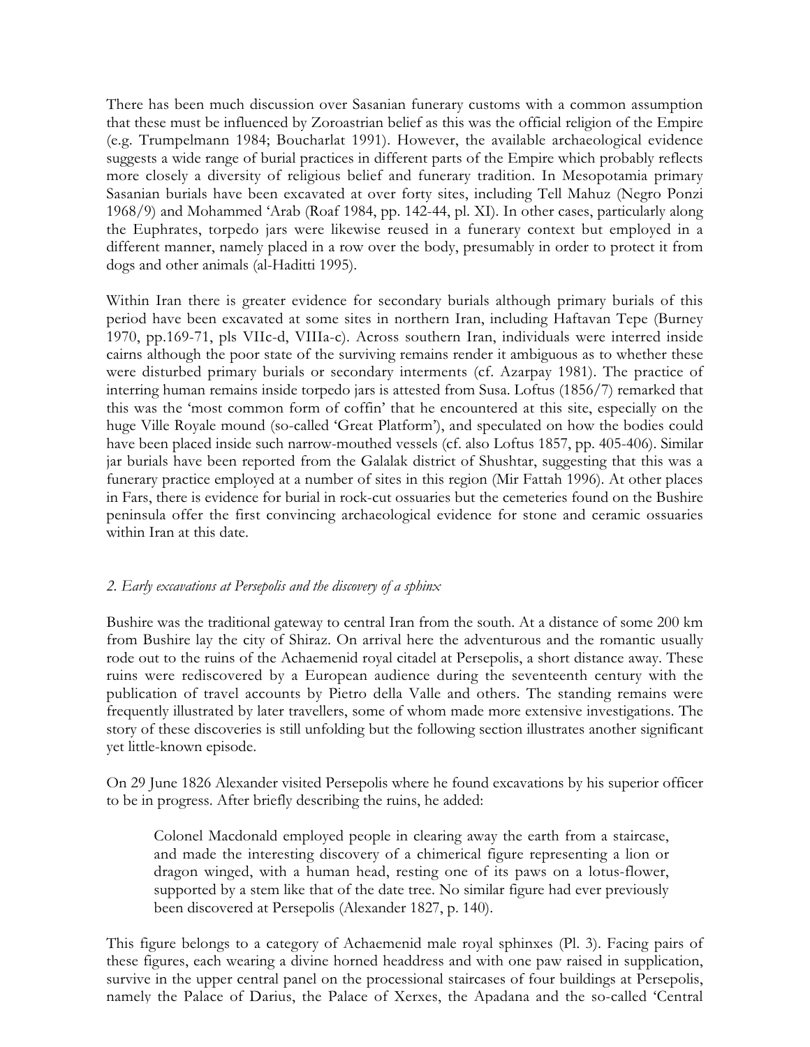There has been much discussion over Sasanian funerary customs with a common assumption that these must be influenced by Zoroastrian belief as this was the official religion of the Empire (e.g. Trumpelmann 1984; Boucharlat 1991). However, the available archaeological evidence suggests a wide range of burial practices in different parts of the Empire which probably reflects more closely a diversity of religious belief and funerary tradition. In Mesopotamia primary Sasanian burials have been excavated at over forty sites, including Tell Mahuz (Negro Ponzi 1968/9) and Mohammed 'Arab (Roaf 1984, pp. 142-44, pl. XI). In other cases, particularly along the Euphrates, torpedo jars were likewise reused in a funerary context but employed in a different manner, namely placed in a row over the body, presumably in order to protect it from dogs and other animals (al-Haditti 1995).

Within Iran there is greater evidence for secondary burials although primary burials of this period have been excavated at some sites in northern Iran, including Haftavan Tepe (Burney 1970, pp.169-71, pls VIIc-d, VIIIa-c). Across southern Iran, individuals were interred inside cairns although the poor state of the surviving remains render it ambiguous as to whether these were disturbed primary burials or secondary interments (cf. Azarpay 1981). The practice of interring human remains inside torpedo jars is attested from Susa. Loftus (1856/7) remarked that this was the 'most common form of coffin' that he encountered at this site, especially on the huge Ville Royale mound (so-called 'Great Platform'), and speculated on how the bodies could have been placed inside such narrow-mouthed vessels (cf. also Loftus 1857, pp. 405-406). Similar jar burials have been reported from the Galalak district of Shushtar, suggesting that this was a funerary practice employed at a number of sites in this region (Mir Fattah 1996). At other places in Fars, there is evidence for burial in rock-cut ossuaries but the cemeteries found on the Bushire peninsula offer the first convincing archaeological evidence for stone and ceramic ossuaries within Iran at this date.

## *2. Early excavations at Persepolis and the discovery of a sphinx*

Bushire was the traditional gateway to central Iran from the south. At a distance of some 200 km from Bushire lay the city of Shiraz. On arrival here the adventurous and the romantic usually rode out to the ruins of the Achaemenid royal citadel at Persepolis, a short distance away. These ruins were rediscovered by a European audience during the seventeenth century with the publication of travel accounts by Pietro della Valle and others. The standing remains were frequently illustrated by later travellers, some of whom made more extensive investigations. The story of these discoveries is still unfolding but the following section illustrates another significant yet little-known episode.

On 29 June 1826 Alexander visited Persepolis where he found excavations by his superior officer to be in progress. After briefly describing the ruins, he added:

> Colonel Macdonald employed people in clearing away the earth from a staircase, and made the interesting discovery of a chimerical figure representing a lion or dragon winged, with a human head, resting one of its paws on a lotus-flower, supported by a stem like that of the date tree. No similar figure had ever previously been discovered at Persepolis (Alexander 1827, p. 140).

This figure belongs to a category of Achaemenid male royal sphinxes (Pl. 3). Facing pairs of these figures, each wearing a divine horned headdress and with one paw raised in supplication, survive in the upper central panel on the processional staircases of four buildings at Persepolis, namely the Palace of Darius, the Palace of Xerxes, the Apadana and the so-called 'Central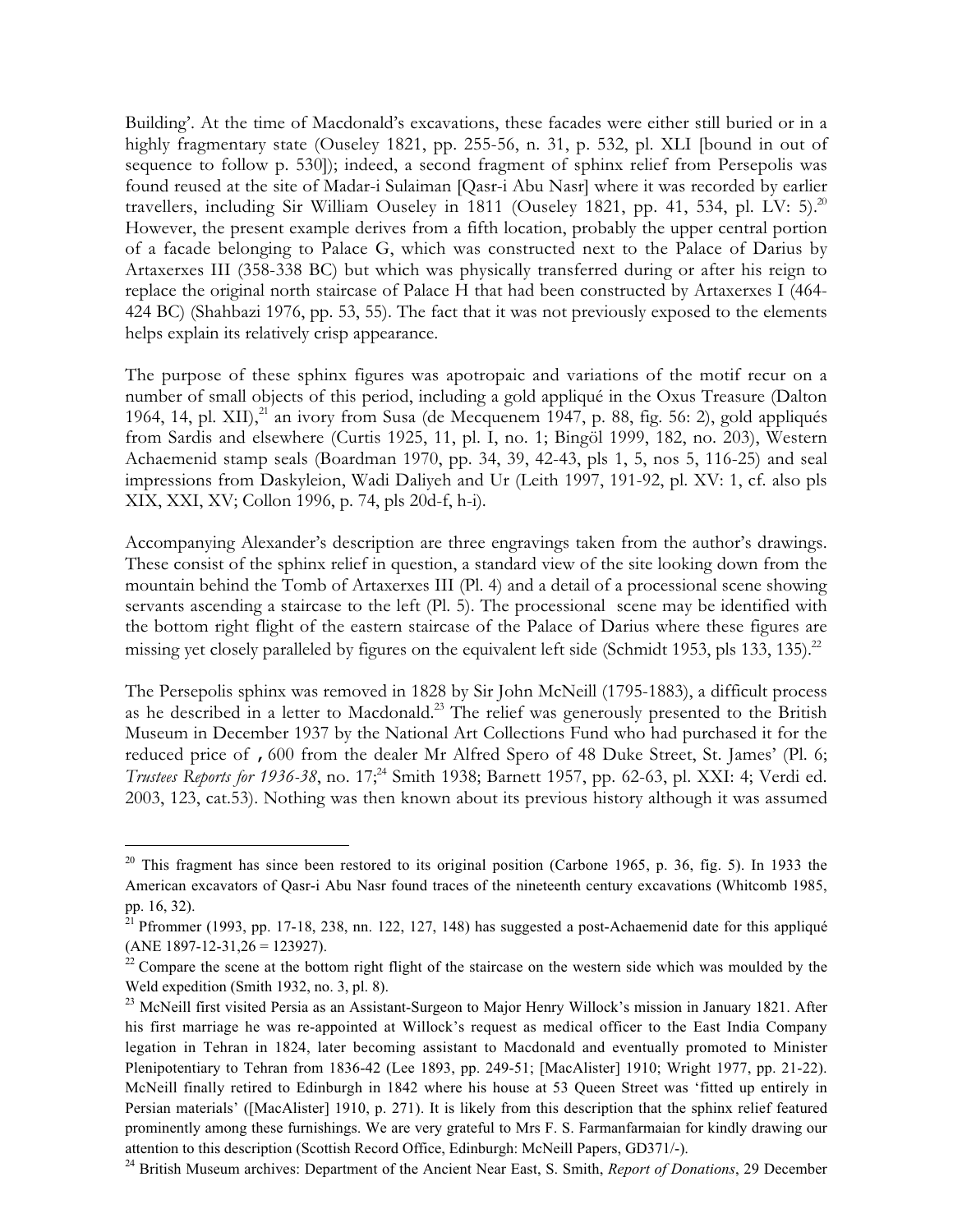Building'. At the time of Macdonald's excavations, these facades were either still buried or in a highly fragmentary state (Ouseley 1821, pp. 255-56, n. 31, p. 532, pl. XLI [bound in out of sequence to follow p. 530]); indeed, a second fragment of sphinx relief from Persepolis was found reused at the site of Madar-i Sulaiman [Qasr-i Abu Nasr] where it was recorded by earlier travellers, including Sir William Ouseley in 1811 (Ouseley 1821, pp. 41, 534, pl. LV: 5).[20] However, the present example derives from a fifth location, probably the upper central portion of a facade belonging to Palace G, which was constructed next to the Palace of Darius by Artaxerxes III (358-338 BC) but which was physically transferred during or after his reign to replace the original north staircase of Palace H that had been constructed by Artaxerxes I (464-424 BC) (Shahbazi 1976, pp. 53, 55). The fact that it was not previously exposed to the elements helps explain its relatively crisp appearance.

The purpose of these sphinx figures was apotropaic and variations of the motif recur on a number of small objects of this period, including a gold appliqué in the Oxus Treasure (Dalton 1964, 14, pl. XII),[21] an ivory from Susa (de Mecquenem 1947, p. 88, fig. 56: 2), gold appliqués from Sardis and elsewhere (Curtis 1925, 11, pl. I, no. 1; Bingöl 1999, 182, no. 203), Western Achaemenid stamp seals (Boardman 1970, pp. 34, 39, 42-43, pls 1, 5, nos 5, 116-25) and seal impressions from Daskyleion, Wadi Daliyeh and Ur (Leith 1997, 191-92, pl. XV: 1, cf. also pls XIX, XXI, XV; Collon 1996, p. 74, pls 20d-f, h-i).

Accompanying Alexander's description are three engravings taken from the author's drawings. These consist of the sphinx relief in question, a standard view of the site looking down from the mountain behind the Tomb of Artaxerxes III (Pl. 4) and a detail of a processional scene showing servants ascending a staircase to the left (Pl. 5). The processional scene may be identified with the bottom right flight of the eastern staircase of the Palace of Darius where these figures are missing yet closely paralleled by figures on the equivalent left side (Schmidt 1953, pls 133, 135).[22]

The Persepolis sphinx was removed in 1828 by Sir John McNeill (1795-1883), a difficult process as he described in a letter to Macdonald.[23] The relief was generously presented to the British Museum in December 1937 by the National Art Collections Fund who had purchased it for the reduced price of ,600 from the dealer Mr Alfred Spero of 48 Duke Street, St. James' (Pl. 6; *Trustees Reports for 1936-38*, no. 17;[24] Smith 1938; Barnett 1957, pp. 62-63, pl. XXI: 4; Verdi ed. 2003, 123, cat.53). Nothing was then known about its previous history although it was assumed

---

[20] This fragment has since been restored to its original position (Carbone 1965, p. 36, fig. 5). In 1933 the American excavators of Qasr-i Abu Nasr found traces of the nineteenth century excavations (Whitcomb 1985, pp. 16, 32).

[21] Pfrommer (1993, pp. 17-18, 238, nn. 122, 127, 148) has suggested a post-Achaemenid date for this appliqué (ANE 1897-12-31,26 = 123927).

[22] Compare the scene at the bottom right flight of the staircase on the western side which was moulded by the Weld expedition (Smith 1932, no. 3, pl. 8).

[23] McNeill first visited Persia as an Assistant-Surgeon to Major Henry Willock's mission in January 1821. After his first marriage he was re-appointed at Willock's request as medical officer to the East India Company legation in Tehran in 1824, later becoming assistant to Macdonald and eventually promoted to Minister Plenipotentiary to Tehran from 1836-42 (Lee 1893, pp. 249-51; [MacAlister] 1910; Wright 1977, pp. 21-22). McNeill finally retired to Edinburgh in 1842 where his house at 53 Queen Street was 'fitted up entirely in Persian materials' ([MacAlister] 1910, p. 271). It is likely from this description that the sphinx relief featured prominently among these furnishings. We are very grateful to Mrs F. S. Farmanfarmaian for kindly drawing our attention to this description (Scottish Record Office, Edinburgh: McNeill Papers, GD371/-).

[24] British Museum archives: Department of the Ancient Near East, S. Smith, *Report of Donations*, 29 December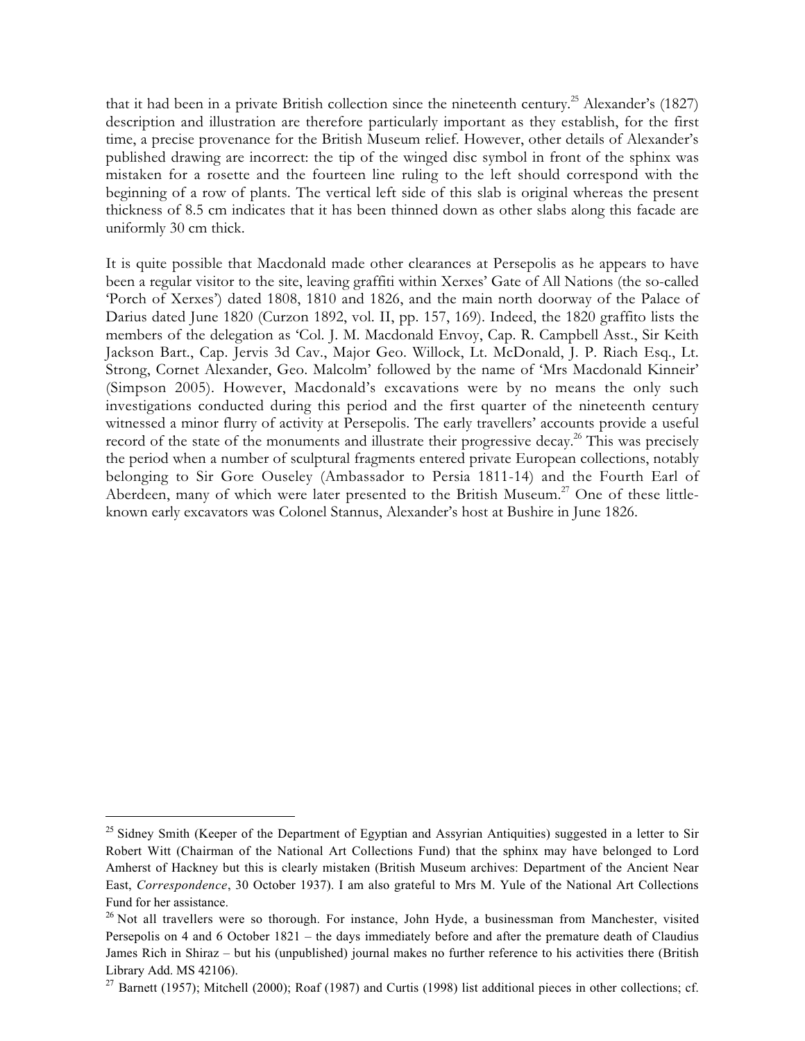that it had been in a private British collection since the nineteenth century.[25] Alexander's (1827) description and illustration are therefore particularly important as they establish, for the first time, a precise provenance for the British Museum relief. However, other details of Alexander's published drawing are incorrect: the tip of the winged disc symbol in front of the sphinx was mistaken for a rosette and the fourteen line ruling to the left should correspond with the beginning of a row of plants. The vertical left side of this slab is original whereas the present thickness of 8.5 cm indicates that it has been thinned down as other slabs along this facade are uniformly 30 cm thick.

It is quite possible that Macdonald made other clearances at Persepolis as he appears to have been a regular visitor to the site, leaving graffiti within Xerxes' Gate of All Nations (the so-called 'Porch of Xerxes') dated 1808, 1810 and 1826, and the main north doorway of the Palace of Darius dated June 1820 (Curzon 1892, vol. II, pp. 157, 169). Indeed, the 1820 graffito lists the members of the delegation as 'Col. J. M. Macdonald Envoy, Cap. R. Campbell Asst., Sir Keith Jackson Bart., Cap. Jervis 3d Cav., Major Geo. Willock, Lt. McDonald, J. P. Riach Esq., Lt. Strong, Cornet Alexander, Geo. Malcolm' followed by the name of 'Mrs Macdonald Kinneir' (Simpson 2005). However, Macdonald's excavations were by no means the only such investigations conducted during this period and the first quarter of the nineteenth century witnessed a minor flurry of activity at Persepolis. The early travellers' accounts provide a useful record of the state of the monuments and illustrate their progressive decay.[26] This was precisely the period when a number of sculptural fragments entered private European collections, notably belonging to Sir Gore Ouseley (Ambassador to Persia 1811-14) and the Fourth Earl of Aberdeen, many of which were later presented to the British Museum.[27] One of these little-known early excavators was Colonel Stannus, Alexander's host at Bushire in June 1826.

---

[25] Sidney Smith (Keeper of the Department of Egyptian and Assyrian Antiquities) suggested in a letter to Sir Robert Witt (Chairman of the National Art Collections Fund) that the sphinx may have belonged to Lord Amherst of Hackney but this is clearly mistaken (British Museum archives: Department of the Ancient Near East, *Correspondence*, 30 October 1937). I am also grateful to Mrs M. Yule of the National Art Collections Fund for her assistance.

[26] Not all travellers were so thorough. For instance, John Hyde, a businessman from Manchester, visited Persepolis on 4 and 6 October 1821 – the days immediately before and after the premature death of Claudius James Rich in Shiraz – but his (unpublished) journal makes no further reference to his activities there (British Library Add. MS 42106).

[27] Barnett (1957); Mitchell (2000); Roaf (1987) and Curtis (1998) list additional pieces in other collections; cf.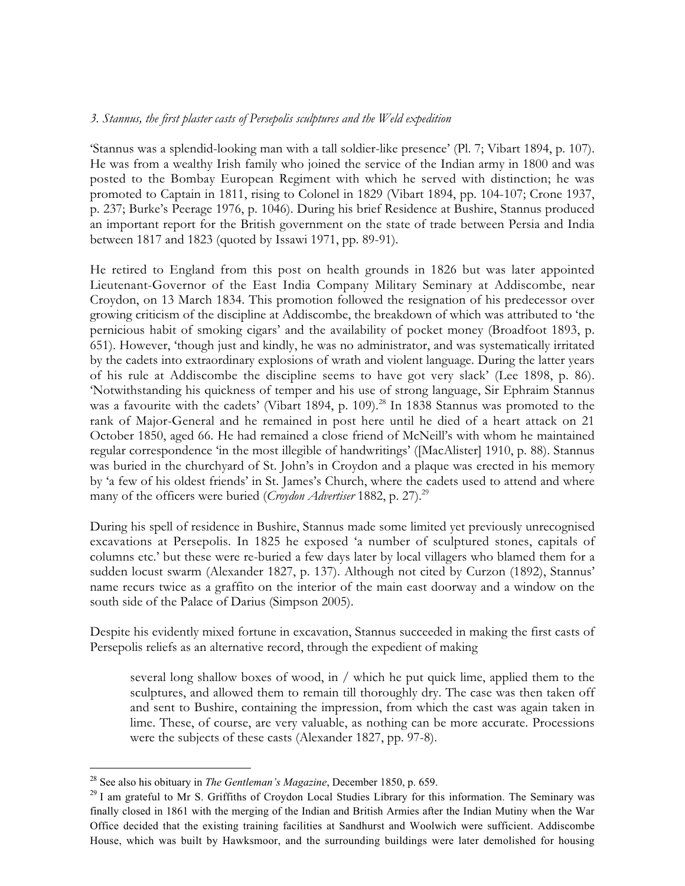*3. Stannus, the first plaster casts of Persepolis sculptures and the Weld expedition*

'Stannus was a splendid-looking man with a tall soldier-like presence' (Pl. 7; Vibart 1894, p. 107). He was from a wealthy Irish family who joined the service of the Indian army in 1800 and was posted to the Bombay European Regiment with which he served with distinction; he was promoted to Captain in 1811, rising to Colonel in 1829 (Vibart 1894, pp. 104-107; Crone 1937, p. 237; Burke's Peerage 1976, p. 1046). During his brief Residence at Bushire, Stannus produced an important report for the British government on the state of trade between Persia and India between 1817 and 1823 (quoted by Issawi 1971, pp. 89-91).

He retired to England from this post on health grounds in 1826 but was later appointed Lieutenant-Governor of the East India Company Military Seminary at Addiscombe, near Croydon, on 13 March 1834. This promotion followed the resignation of his predecessor over growing criticism of the discipline at Addiscombe, the breakdown of which was attributed to 'the pernicious habit of smoking cigars' and the availability of pocket money (Broadfoot 1893, p. 651). However, 'though just and kindly, he was no administrator, and was systematically irritated by the cadets into extraordinary explosions of wrath and violent language. During the latter years of his rule at Addiscombe the discipline seems to have got very slack' (Lee 1898, p. 86). 'Notwithstanding his quickness of temper and his use of strong language, Sir Ephraim Stannus was a favourite with the cadets' (Vibart 1894, p. 109).[28] In 1838 Stannus was promoted to the rank of Major-General and he remained in post here until he died of a heart attack on 21 October 1850, aged 66. He had remained a close friend of McNeill's with whom he maintained regular correspondence 'in the most illegible of handwritings' ([MacAlister] 1910, p. 88). Stannus was buried in the churchyard of St. John's in Croydon and a plaque was erected in his memory by 'a few of his oldest friends' in St. James's Church, where the cadets used to attend and where many of the officers were buried (*Croydon Advertiser* 1882, p. 27).[29]

During his spell of residence in Bushire, Stannus made some limited yet previously unrecognised excavations at Persepolis. In 1825 he exposed 'a number of sculptured stones, capitals of columns etc.' but these were re-buried a few days later by local villagers who blamed them for a sudden locust swarm (Alexander 1827, p. 137). Although not cited by Curzon (1892), Stannus' name recurs twice as a graffito on the interior of the main east doorway and a window on the south side of the Palace of Darius (Simpson 2005).

Despite his evidently mixed fortune in excavation, Stannus succeeded in making the first casts of Persepolis reliefs as an alternative record, through the expedient of making

> several long shallow boxes of wood, in / which he put quick lime, applied them to the sculptures, and allowed them to remain till thoroughly dry. The case was then taken off and sent to Bushire, containing the impression, from which the cast was again taken in lime. These, of course, are very valuable, as nothing can be more accurate. Processions were the subjects of these casts (Alexander 1827, pp. 97-8).

[28] See also his obituary in *The Gentleman's Magazine*, December 1850, p. 659.

[29] I am grateful to Mr S. Griffiths of Croydon Local Studies Library for this information. The Seminary was finally closed in 1861 with the merging of the Indian and British Armies after the Indian Mutiny when the War Office decided that the existing training facilities at Sandhurst and Woolwich were sufficient. Addiscombe House, which was built by Hawksmoor, and the surrounding buildings were later demolished for housing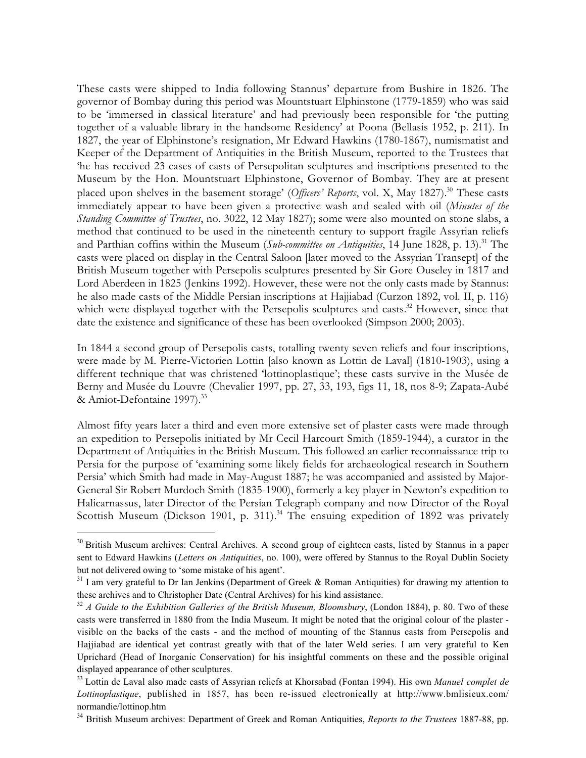These casts were shipped to India following Stannus' departure from Bushire in 1826. The governor of Bombay during this period was Mountstuart Elphinstone (1779-1859) who was said to be 'immersed in classical literature' and had previously been responsible for 'the putting together of a valuable library in the handsome Residency' at Poona (Bellasis 1952, p. 211). In 1827, the year of Elphinstone's resignation, Mr Edward Hawkins (1780-1867), numismatist and Keeper of the Department of Antiquities in the British Museum, reported to the Trustees that 'he has received 23 cases of casts of Persepolitan sculptures and inscriptions presented to the Museum by the Hon. Mountstuart Elphinstone, Governor of Bombay. They are at present placed upon shelves in the basement storage' (*Officers' Reports*, vol. X, May 1827).[30] These casts immediately appear to have been given a protective wash and sealed with oil (*Minutes of the Standing Committee of Trustees*, no. 3022, 12 May 1827); some were also mounted on stone slabs, a method that continued to be used in the nineteenth century to support fragile Assyrian reliefs and Parthian coffins within the Museum (*Sub-committee on Antiquities*, 14 June 1828, p. 13).[31] The casts were placed on display in the Central Saloon [later moved to the Assyrian Transept] of the British Museum together with Persepolis sculptures presented by Sir Gore Ouseley in 1817 and Lord Aberdeen in 1825 (Jenkins 1992). However, these were not the only casts made by Stannus: he also made casts of the Middle Persian inscriptions at Hajjiabad (Curzon 1892, vol. II, p. 116) which were displayed together with the Persepolis sculptures and casts.[32] However, since that date the existence and significance of these has been overlooked (Simpson 2000; 2003).

In 1844 a second group of Persepolis casts, totalling twenty seven reliefs and four inscriptions, were made by M. Pierre-Victorien Lottin [also known as Lottin de Laval] (1810-1903), using a different technique that was christened 'lottinoplastique'; these casts survive in the Musée de Berny and Musée du Louvre (Chevalier 1997, pp. 27, 33, 193, figs 11, 18, nos 8-9; Zapata-Aubé & Amiot-Defontaine 1997).[33]

Almost fifty years later a third and even more extensive set of plaster casts were made through an expedition to Persepolis initiated by Mr Cecil Harcourt Smith (1859-1944), a curator in the Department of Antiquities in the British Museum. This followed an earlier reconnaissance trip to Persia for the purpose of 'examining some likely fields for archaeological research in Southern Persia' which Smith had made in May-August 1887; he was accompanied and assisted by Major-General Sir Robert Murdoch Smith (1835-1900), formerly a key player in Newton's expedition to Halicarnassus, later Director of the Persian Telegraph company and now Director of the Royal Scottish Museum (Dickson 1901, p. 311).[34] The ensuing expedition of 1892 was privately

---

[30] British Museum archives: Central Archives. A second group of eighteen casts, listed by Stannus in a paper sent to Edward Hawkins (*Letters on Antiquities*, no. 100), were offered by Stannus to the Royal Dublin Society but not delivered owing to 'some mistake of his agent'.

[31] I am very grateful to Dr Ian Jenkins (Department of Greek & Roman Antiquities) for drawing my attention to these archives and to Christopher Date (Central Archives) for his kind assistance.

[32] *A Guide to the Exhibition Galleries of the British Museum, Bloomsbury*, (London 1884), p. 80. Two of these casts were transferred in 1880 from the India Museum. It might be noted that the original colour of the plaster - visible on the backs of the casts - and the method of mounting of the Stannus casts from Persepolis and Hajjiabad are identical yet contrast greatly with that of the later Weld series. I am very grateful to Ken Uprichard (Head of Inorganic Conservation) for his insightful comments on these and the possible original displayed appearance of other sculptures.

[33] Lottin de Laval also made casts of Assyrian reliefs at Khorsabad (Fontan 1994). His own *Manuel complet de Lottinoplastique*, published in 1857, has been re-issued electronically at http://www.bmlisieux.com/normandie/lottinop.htm

[34] British Museum archives: Department of Greek and Roman Antiquities, *Reports to the Trustees* 1887-88, pp.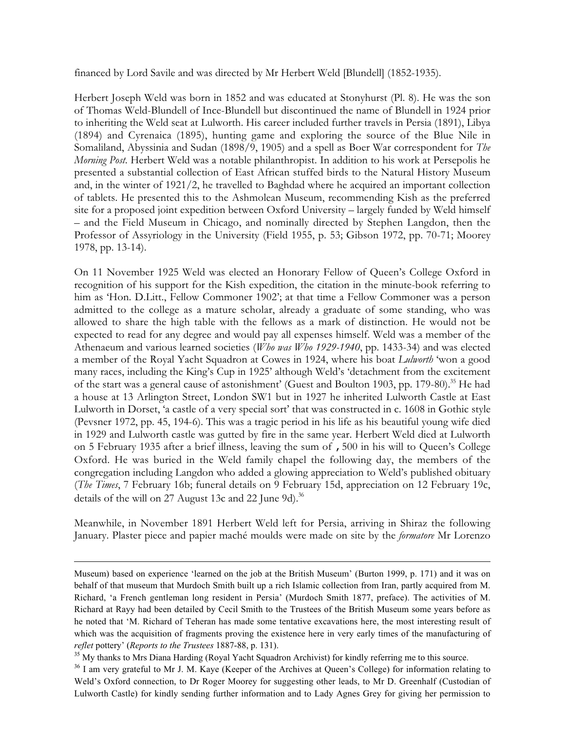financed by Lord Savile and was directed by Mr Herbert Weld [Blundell] (1852-1935).

Herbert Joseph Weld was born in 1852 and was educated at Stonyhurst (Pl. 8). He was the son of Thomas Weld-Blundell of Ince-Blundell but discontinued the name of Blundell in 1924 prior to inheriting the Weld seat at Lulworth. His career included further travels in Persia (1891), Libya (1894) and Cyrenaica (1895), hunting game and exploring the source of the Blue Nile in Somaliland, Abyssinia and Sudan (1898/9, 1905) and a spell as Boer War correspondent for *The Morning Post*. Herbert Weld was a notable philanthropist. In addition to his work at Persepolis he presented a substantial collection of East African stuffed birds to the Natural History Museum and, in the winter of 1921/2, he travelled to Baghdad where he acquired an important collection of tablets. He presented this to the Ashmolean Museum, recommending Kish as the preferred site for a proposed joint expedition between Oxford University – largely funded by Weld himself – and the Field Museum in Chicago, and nominally directed by Stephen Langdon, then the Professor of Assyriology in the University (Field 1955, p. 53; Gibson 1972, pp. 70-71; Moorey 1978, pp. 13-14).

On 11 November 1925 Weld was elected an Honorary Fellow of Queen's College Oxford in recognition of his support for the Kish expedition, the citation in the minute-book referring to him as 'Hon. D.Litt., Fellow Commoner 1902'; at that time a Fellow Commoner was a person admitted to the college as a mature scholar, already a graduate of some standing, who was allowed to share the high table with the fellows as a mark of distinction. He would not be expected to read for any degree and would pay all expenses himself. Weld was a member of the Athenaeum and various learned societies (*Who was Who 1929-1940*, pp. 1433-34) and was elected a member of the Royal Yacht Squadron at Cowes in 1924, where his boat *Lulworth* 'won a good many races, including the King's Cup in 1925' although Weld's 'detachment from the excitement of the start was a general cause of astonishment' (Guest and Boulton 1903, pp. 179-80).[35] He had a house at 13 Arlington Street, London SW1 but in 1927 he inherited Lulworth Castle at East Lulworth in Dorset, 'a castle of a very special sort' that was constructed in c. 1608 in Gothic style (Pevsner 1972, pp. 45, 194-6). This was a tragic period in his life as his beautiful young wife died in 1929 and Lulworth castle was gutted by fire in the same year. Herbert Weld died at Lulworth on 5 February 1935 after a brief illness, leaving the sum of ,500 in his will to Queen's College Oxford. He was buried in the Weld family chapel the following day, the members of the congregation including Langdon who added a glowing appreciation to Weld's published obituary (*The Times*, 7 February 16b; funeral details on 9 February 15d, appreciation on 12 February 19c, details of the will on 27 August 13c and 22 June 9d).[36]

Meanwhile, in November 1891 Herbert Weld left for Persia, arriving in Shiraz the following January. Plaster piece and papier maché moulds were made on site by the *formatore* Mr Lorenzo

---

Museum) based on experience 'learned on the job at the British Museum' (Burton 1999, p. 171) and it was on behalf of that museum that Murdoch Smith built up a rich Islamic collection from Iran, partly acquired from M. Richard, 'a French gentleman long resident in Persia' (Murdoch Smith 1877, preface). The activities of M. Richard at Rayy had been detailed by Cecil Smith to the Trustees of the British Museum some years before as he noted that 'M. Richard of Teheran has made some tentative excavations here, the most interesting result of which was the acquisition of fragments proving the existence here in very early times of the manufacturing of *reflet* pottery' (*Reports to the Trustees* 1887-88, p. 131).

[35] My thanks to Mrs Diana Harding (Royal Yacht Squadron Archivist) for kindly referring me to this source.

[36] I am very grateful to Mr J. M. Kaye (Keeper of the Archives at Queen's College) for information relating to Weld's Oxford connection, to Dr Roger Moorey for suggesting other leads, to Mr D. Greenhalf (Custodian of Lulworth Castle) for kindly sending further information and to Lady Agnes Grey for giving her permission to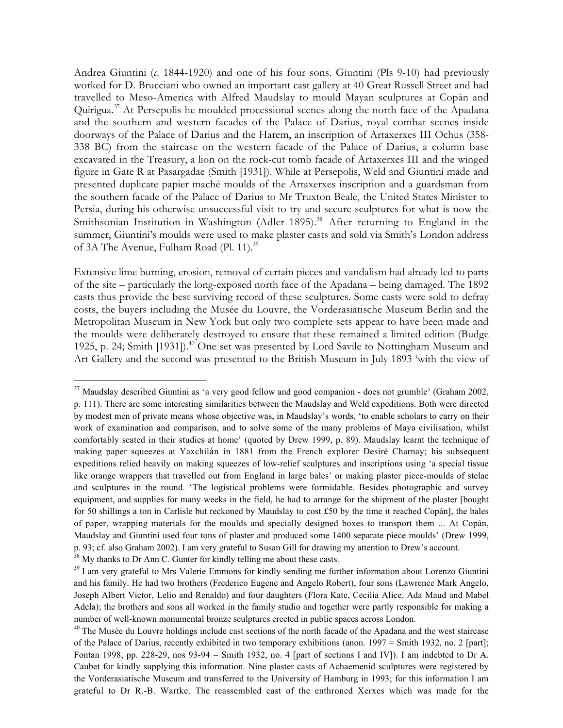Andrea Giuntini (*c*. 1844-1920) and one of his four sons. Giuntini (Pls 9-10) had previously worked for D. Brucciani who owned an important cast gallery at 40 Great Russell Street and had travelled to Meso-America with Alfred Maudslay to mould Mayan sculptures at Copán and Quirigua.[37] At Persepolis he moulded processional scenes along the north face of the Apadana and the southern and western facades of the Palace of Darius, royal combat scenes inside doorways of the Palace of Darius and the Harem, an inscription of Artaxerxes III Ochus (358-338 BC) from the staircase on the western facade of the Palace of Darius, a column base excavated in the Treasury, a lion on the rock-cut tomb facade of Artaxerxes III and the winged figure in Gate R at Pasargadae (Smith [1931]). While at Persepolis, Weld and Giuntini made and presented duplicate papier maché moulds of the Artaxerxes inscription and a guardsman from the southern facade of the Palace of Darius to Mr Truxton Beale, the United States Minister to Persia, during his otherwise unsuccessful visit to try and secure sculptures for what is now the Smithsonian Institution in Washington (Adler 1895).[38] After returning to England in the summer, Giuntini's moulds were used to make plaster casts and sold via Smith's London address of 3A The Avenue, Fulham Road (Pl. 11).[39]

Extensive lime burning, erosion, removal of certain pieces and vandalism had already led to parts of the site – particularly the long-exposed north face of the Apadana – being damaged. The 1892 casts thus provide the best surviving record of these sculptures. Some casts were sold to defray costs, the buyers including the Musée du Louvre, the Vorderasiatische Museum Berlin and the Metropolitan Museum in New York but only two complete sets appear to have been made and the moulds were deliberately destroyed to ensure that these remained a limited edition (Budge 1925, p. 24; Smith [1931]).[40] One set was presented by Lord Savile to Nottingham Museum and Art Gallery and the second was presented to the British Museum in July 1893 'with the view of

---

[37] Maudslay described Giuntini as 'a very good fellow and good companion - does not grumble' (Graham 2002, p. 111). There are some interesting similarities between the Maudslay and Weld expeditions. Both were directed by modest men of private means whose objective was, in Maudslay's words, 'to enable scholars to carry on their work of examination and comparison, and to solve some of the many problems of Maya civilisation, whilst comfortably seated in their studies at home' (quoted by Drew 1999, p. 89). Maudslay learnt the technique of making paper squeezes at Yaxchilán in 1881 from the French explorer Desiré Charnay; his subsequent expeditions relied heavily on making squeezes of low-relief sculptures and inscriptions using 'a special tissue like orange wrappers that travelled out from England in large bales' or making plaster piece-moulds of stelae and sculptures in the round. 'The logistical problems were formidable. Besides photographic and survey equipment, and supplies for many weeks in the field, he had to arrange for the shipment of the plaster [bought for 50 shillings a ton in Carlisle but reckoned by Maudslay to cost £50 by the time it reached Copán], the bales of paper, wrapping materials for the moulds and specially designed boxes to transport them ... At Copán, Maudslay and Giuntini used four tons of plaster and produced some 1400 separate piece moulds' (Drew 1999, p. 93; cf. also Graham 2002). I am very grateful to Susan Gill for drawing my attention to Drew's account.

[38] My thanks to Dr Ann C. Gunter for kindly telling me about these casts.

[39] I am very grateful to Mrs Valerie Emmons for kindly sending me further information about Lorenzo Giuntini and his family. He had two brothers (Frederico Eugene and Angelo Robert), four sons (Lawrence Mark Angelo, Joseph Albert Victor, Lelio and Renaldo) and four daughters (Flora Kate, Cecilia Alice, Ada Maud and Mabel Adela); the brothers and sons all worked in the family studio and together were partly responsible for making a number of well-known monumental bronze sculptures erected in public spaces across London.

[40] The Musée du Louvre holdings include cast sections of the north facade of the Apadana and the west staircase of the Palace of Darius, recently exhibited in two temporary exhibitions (anon. 1997 = Smith 1932, no. 2 [part]; Fontan 1998, pp. 228-29, nos 93-94 = Smith 1932, no. 4 [part of sections I and IV]). I am indebted to Dr A. Caubet for kindly supplying this information. Nine plaster casts of Achaemenid sculptures were registered by the Vorderasiatische Museum and transferred to the University of Hamburg in 1993; for this information I am grateful to Dr R.-B. Wartke. The reassembled cast of the enthroned Xerxes which was made for the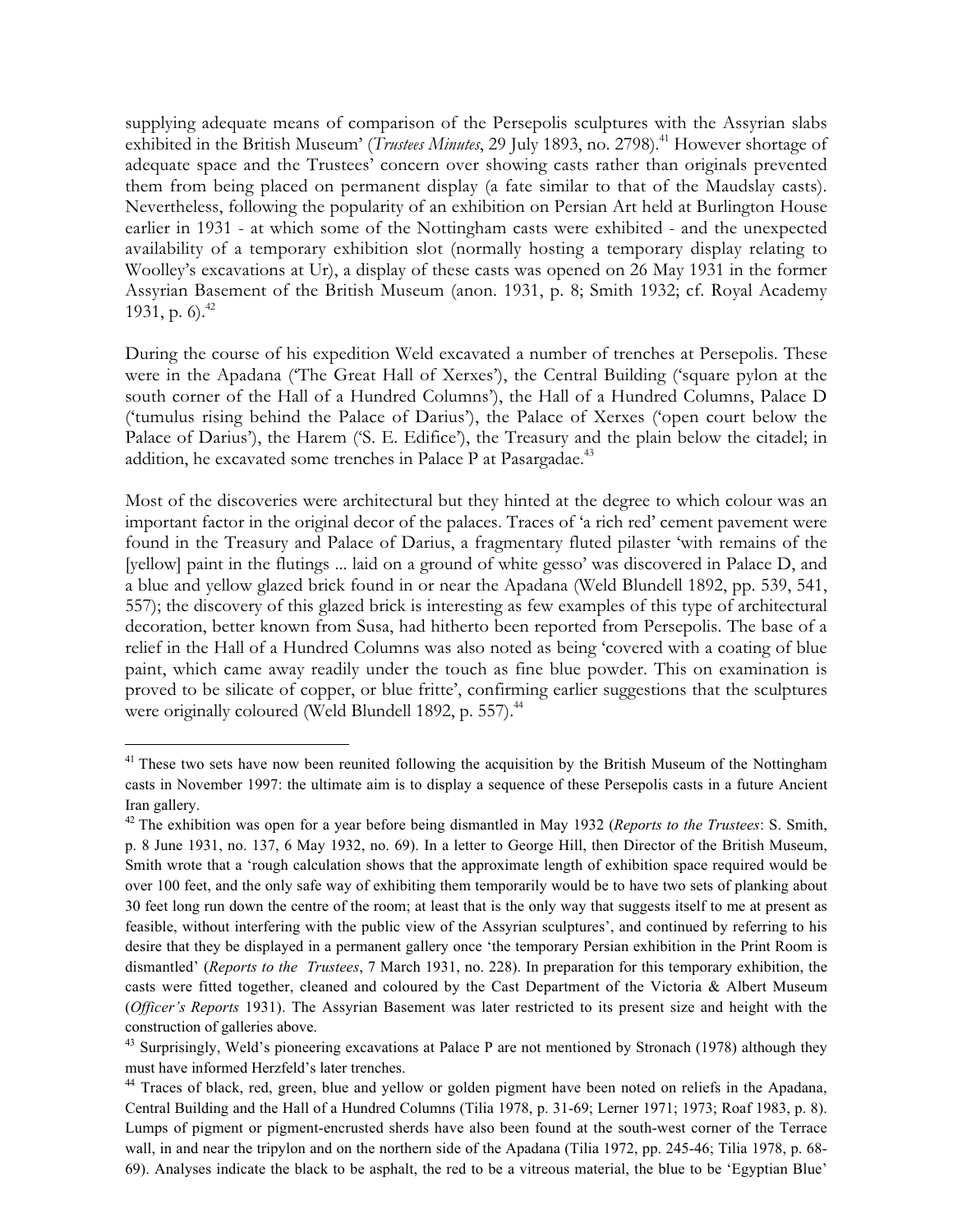supplying adequate means of comparison of the Persepolis sculptures with the Assyrian slabs exhibited in the British Museum' (*Trustees Minutes*, 29 July 1893, no. 2798).[41] However shortage of adequate space and the Trustees' concern over showing casts rather than originals prevented them from being placed on permanent display (a fate similar to that of the Maudslay casts). Nevertheless, following the popularity of an exhibition on Persian Art held at Burlington House earlier in 1931 - at which some of the Nottingham casts were exhibited - and the unexpected availability of a temporary exhibition slot (normally hosting a temporary display relating to Woolley's excavations at Ur), a display of these casts was opened on 26 May 1931 in the former Assyrian Basement of the British Museum (anon. 1931, p. 8; Smith 1932; cf. Royal Academy 1931, p. 6).[42]

During the course of his expedition Weld excavated a number of trenches at Persepolis. These were in the Apadana ('The Great Hall of Xerxes'), the Central Building ('square pylon at the south corner of the Hall of a Hundred Columns'), the Hall of a Hundred Columns, Palace D ('tumulus rising behind the Palace of Darius'), the Palace of Xerxes ('open court below the Palace of Darius'), the Harem ('S. E. Edifice'), the Treasury and the plain below the citadel; in addition, he excavated some trenches in Palace P at Pasargadae.[43]

Most of the discoveries were architectural but they hinted at the degree to which colour was an important factor in the original decor of the palaces. Traces of 'a rich red' cement pavement were found in the Treasury and Palace of Darius, a fragmentary fluted pilaster 'with remains of the [yellow] paint in the flutings ... laid on a ground of white gesso' was discovered in Palace D, and a blue and yellow glazed brick found in or near the Apadana (Weld Blundell 1892, pp. 539, 541, 557); the discovery of this glazed brick is interesting as few examples of this type of architectural decoration, better known from Susa, had hitherto been reported from Persepolis. The base of a relief in the Hall of a Hundred Columns was also noted as being 'covered with a coating of blue paint, which came away readily under the touch as fine blue powder. This on examination is proved to be silicate of copper, or blue fritte', confirming earlier suggestions that the sculptures were originally coloured (Weld Blundell 1892, p. 557).[44]

---

[41] These two sets have now been reunited following the acquisition by the British Museum of the Nottingham casts in November 1997: the ultimate aim is to display a sequence of these Persepolis casts in a future Ancient Iran gallery.

[42] The exhibition was open for a year before being dismantled in May 1932 (*Reports to the Trustees*: S. Smith, p. 8 June 1931, no. 137, 6 May 1932, no. 69). In a letter to George Hill, then Director of the British Museum, Smith wrote that a 'rough calculation shows that the approximate length of exhibition space required would be over 100 feet, and the only safe way of exhibiting them temporarily would be to have two sets of planking about 30 feet long run down the centre of the room; at least that is the only way that suggests itself to me at present as feasible, without interfering with the public view of the Assyrian sculptures', and continued by referring to his desire that they be displayed in a permanent gallery once 'the temporary Persian exhibition in the Print Room is dismantled' (*Reports to the Trustees*, 7 March 1931, no. 228). In preparation for this temporary exhibition, the casts were fitted together, cleaned and coloured by the Cast Department of the Victoria & Albert Museum (*Officer's Reports* 1931). The Assyrian Basement was later restricted to its present size and height with the construction of galleries above.

[43] Surprisingly, Weld's pioneering excavations at Palace P are not mentioned by Stronach (1978) although they must have informed Herzfeld's later trenches.

[44] Traces of black, red, green, blue and yellow or golden pigment have been noted on reliefs in the Apadana, Central Building and the Hall of a Hundred Columns (Tilia 1978, p. 31-69; Lerner 1971; 1973; Roaf 1983, p. 8). Lumps of pigment or pigment-encrusted sherds have also been found at the south-west corner of the Terrace wall, in and near the tripylon and on the northern side of the Apadana (Tilia 1972, pp. 245-46; Tilia 1978, p. 68-69). Analyses indicate the black to be asphalt, the red to be a vitreous material, the blue to be 'Egyptian Blue'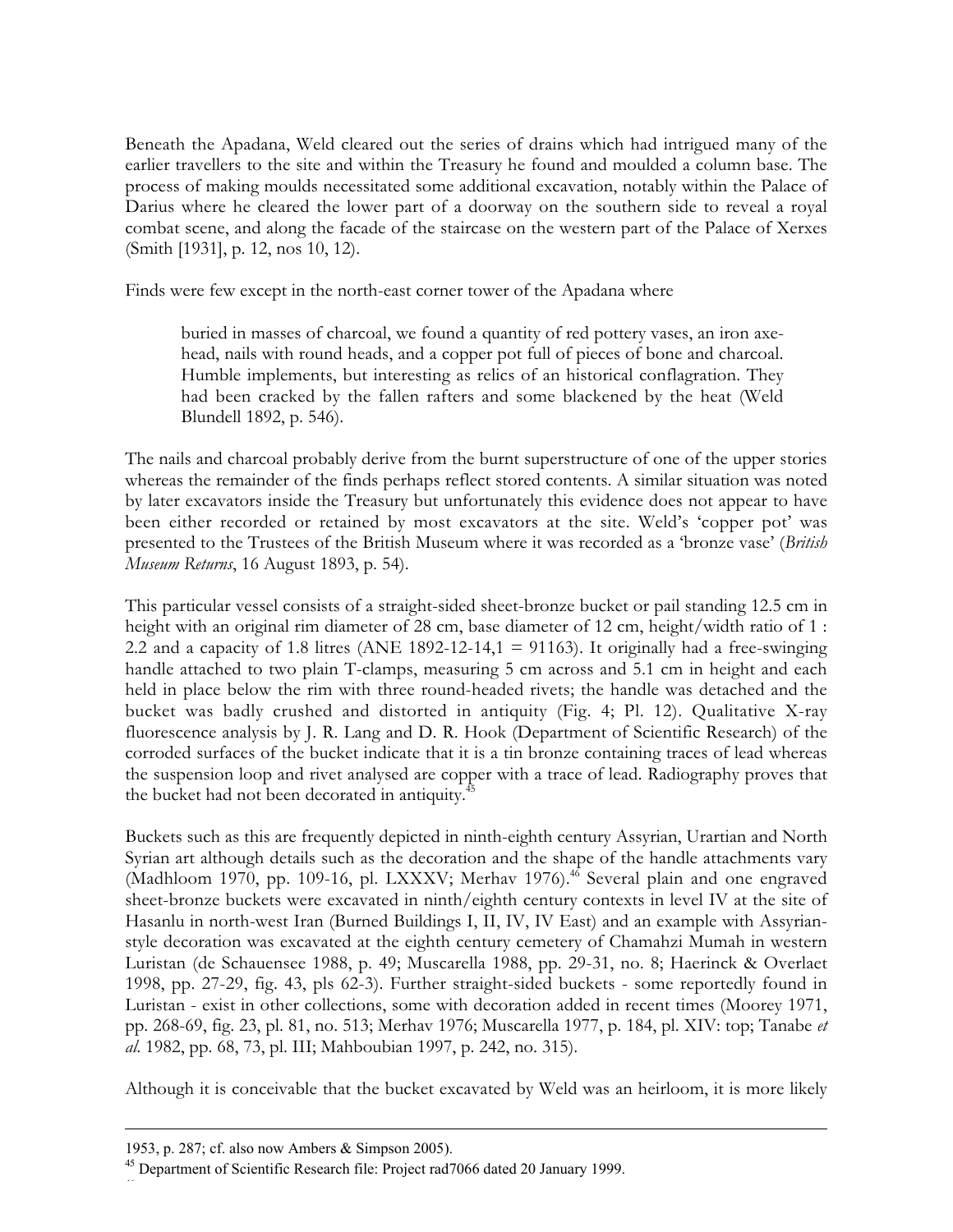Beneath the Apadana, Weld cleared out the series of drains which had intrigued many of the earlier travellers to the site and within the Treasury he found and moulded a column base. The process of making moulds necessitated some additional excavation, notably within the Palace of Darius where he cleared the lower part of a doorway on the southern side to reveal a royal combat scene, and along the facade of the staircase on the western part of the Palace of Xerxes (Smith [1931], p. 12, nos 10, 12).

Finds were few except in the north-east corner tower of the Apadana where

> buried in masses of charcoal, we found a quantity of red pottery vases, an iron axe-head, nails with round heads, and a copper pot full of pieces of bone and charcoal. Humble implements, but interesting as relics of an historical conflagration. They had been cracked by the fallen rafters and some blackened by the heat (Weld Blundell 1892, p. 546).

The nails and charcoal probably derive from the burnt superstructure of one of the upper stories whereas the remainder of the finds perhaps reflect stored contents. A similar situation was noted by later excavators inside the Treasury but unfortunately this evidence does not appear to have been either recorded or retained by most excavators at the site. Weld's 'copper pot' was presented to the Trustees of the British Museum where it was recorded as a 'bronze vase' (*British Museum Returns*, 16 August 1893, p. 54).

This particular vessel consists of a straight-sided sheet-bronze bucket or pail standing 12.5 cm in height with an original rim diameter of 28 cm, base diameter of 12 cm, height/width ratio of 1 : 2.2 and a capacity of 1.8 litres (ANE 1892-12-14,1 = 91163). It originally had a free-swinging handle attached to two plain T-clamps, measuring 5 cm across and 5.1 cm in height and each held in place below the rim with three round-headed rivets; the handle was detached and the bucket was badly crushed and distorted in antiquity (Fig. 4; Pl. 12). Qualitative X-ray fluorescence analysis by J. R. Lang and D. R. Hook (Department of Scientific Research) of the corroded surfaces of the bucket indicate that it is a tin bronze containing traces of lead whereas the suspension loop and rivet analysed are copper with a trace of lead. Radiography proves that the bucket had not been decorated in antiquity.[45]

Buckets such as this are frequently depicted in ninth-eighth century Assyrian, Urartian and North Syrian art although details such as the decoration and the shape of the handle attachments vary (Madhloom 1970, pp. 109-16, pl. LXXXV; Merhav 1976).[46] Several plain and one engraved sheet-bronze buckets were excavated in ninth/eighth century contexts in level IV at the site of Hasanlu in north-west Iran (Burned Buildings I, II, IV, IV East) and an example with Assyrian-style decoration was excavated at the eighth century cemetery of Chamahzi Mumah in western Luristan (de Schauensee 1988, p. 49; Muscarella 1988, pp. 29-31, no. 8; Haerinck & Overlaet 1998, pp. 27-29, fig. 43, pls 62-3). Further straight-sided buckets - some reportedly found in Luristan - exist in other collections, some with decoration added in recent times (Moorey 1971, pp. 268-69, fig. 23, pl. 81, no. 513; Merhav 1976; Muscarella 1977, p. 184, pl. XIV: top; Tanabe *et al.* 1982, pp. 68, 73, pl. III; Mahboubian 1997, p. 242, no. 315).

Although it is conceivable that the bucket excavated by Weld was an heirloom, it is more likely

---

1953, p. 287; cf. also now Ambers & Simpson 2005).

[45] Department of Scientific Research file: Project rad7066 dated 20 January 1999.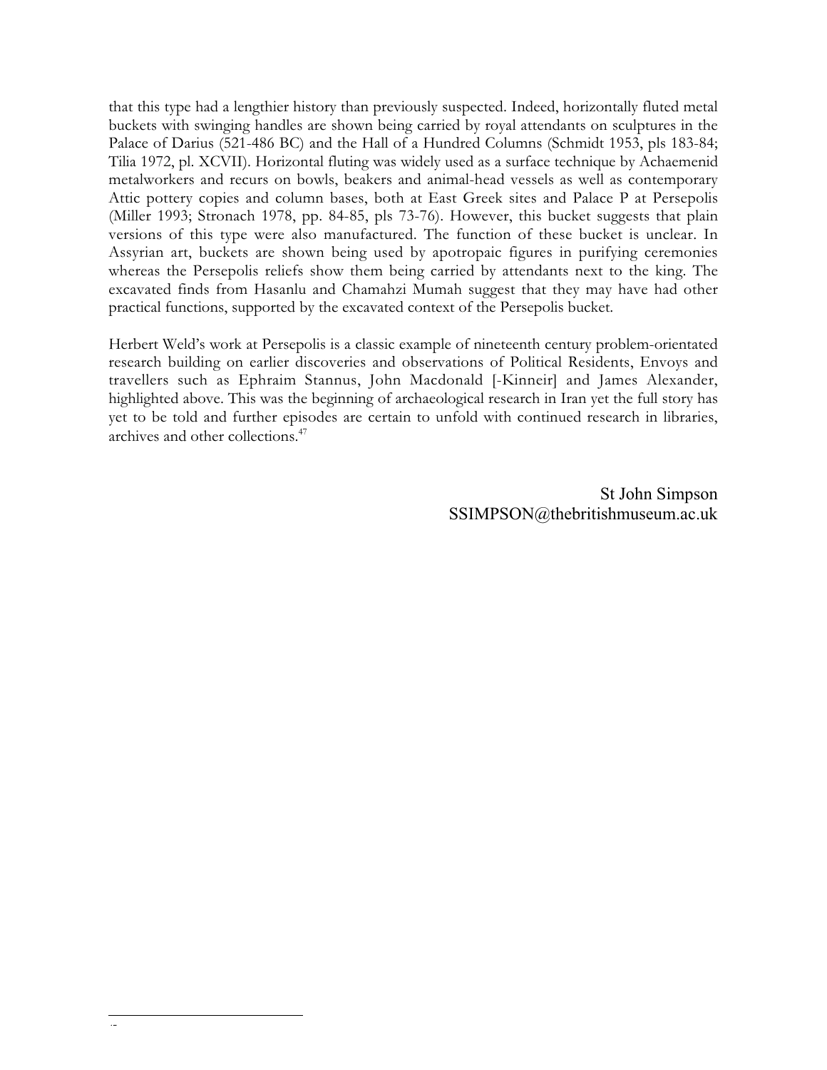that this type had a lengthier history than previously suspected. Indeed, horizontally fluted metal buckets with swinging handles are shown being carried by royal attendants on sculptures in the Palace of Darius (521-486 BC) and the Hall of a Hundred Columns (Schmidt 1953, pls 183-84; Tilia 1972, pl. XCVII). Horizontal fluting was widely used as a surface technique by Achaemenid metalworkers and recurs on bowls, beakers and animal-head vessels as well as contemporary Attic pottery copies and column bases, both at East Greek sites and Palace P at Persepolis (Miller 1993; Stronach 1978, pp. 84-85, pls 73-76). However, this bucket suggests that plain versions of this type were also manufactured. The function of these bucket is unclear. In Assyrian art, buckets are shown being used by apotropaic figures in purifying ceremonies whereas the Persepolis reliefs show them being carried by attendants next to the king. The excavated finds from Hasanlu and Chamahzi Mumah suggest that they may have had other practical functions, supported by the excavated context of the Persepolis bucket.

Herbert Weld's work at Persepolis is a classic example of nineteenth century problem-orientated research building on earlier discoveries and observations of Political Residents, Envoys and travellers such as Ephraim Stannus, John Macdonald [-Kinneir] and James Alexander, highlighted above. This was the beginning of archaeological research in Iran yet the full story has yet to be told and further episodes are certain to unfold with continued research in libraries, archives and other collections.[47]

St John Simpson
SSIMPSON@thebritishmuseum.ac.uk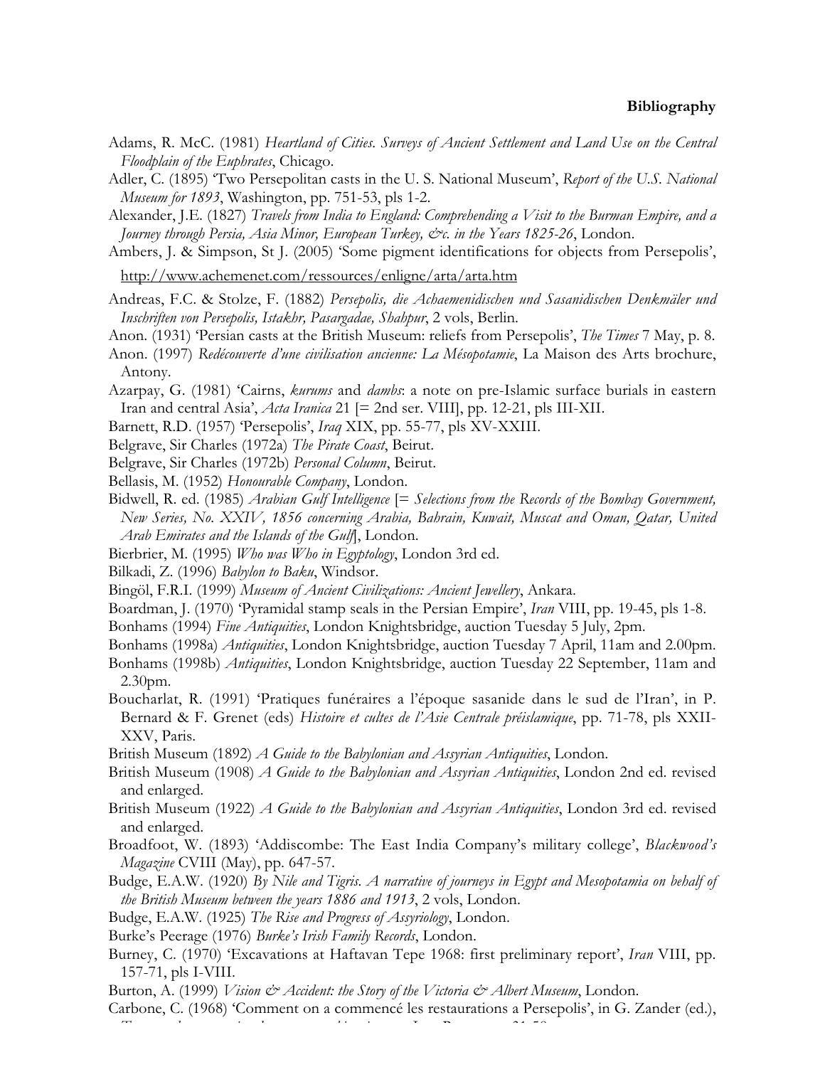## Bibliography

Adams, R. McC. (1981) *Heartland of Cities. Surveys of Ancient Settlement and Land Use on the Central Floodplain of the Euphrates*, Chicago.

Adler, C. (1895) 'Two Persepolitan casts in the U. S. National Museum', *Report of the U.S. National Museum for 1893*, Washington, pp. 751-53, pls 1-2.

Alexander, J.E. (1827) *Travels from India to England: Comprehending a Visit to the Burman Empire, and a Journey through Persia, Asia Minor, European Turkey, &c. in the Years 1825-26*, London.

Ambers, J. & Simpson, St J. (2005) 'Some pigment identifications for objects from Persepolis', http://www.achemenet.com/ressources/enligne/arta/arta.htm

Andreas, F.C. & Stolze, F. (1882) *Persepolis, die Achaemenidischen und Sasanidischen Denkmäler und Inschriften von Persepolis, Istakhr, Pasargadae, Shahpur*, 2 vols, Berlin.

Anon. (1931) 'Persian casts at the British Museum: reliefs from Persepolis', *The Times* 7 May, p. 8.

Anon. (1997) *Redécouverte d'une civilisation ancienne: La Mésopotamie*, La Maison des Arts brochure, Antony.

Azarpay, G. (1981) 'Cairns, *kurums* and *dambs*: a note on pre-Islamic surface burials in eastern Iran and central Asia', *Acta Iranica* 21 [= 2nd ser. VIII], pp. 12-21, pls III-XII.

Barnett, R.D. (1957) 'Persepolis', *Iraq* XIX, pp. 55-77, pls XV-XXIII.

Belgrave, Sir Charles (1972a) *The Pirate Coast*, Beirut.

Belgrave, Sir Charles (1972b) *Personal Column*, Beirut.

Bellasis, M. (1952) *Honourable Company*, London.

Bidwell, R. ed. (1985) *Arabian Gulf Intelligence* [= *Selections from the Records of the Bombay Government, New Series, No. XXIV, 1856 concerning Arabia, Bahrain, Kuwait, Muscat and Oman, Qatar, United Arab Emirates and the Islands of the Gulf*], London.

Bierbrier, M. (1995) *Who was Who in Egyptology*, London 3rd ed.

Bilkadi, Z. (1996) *Babylon to Baku*, Windsor.

Bingöl, F.R.I. (1999) *Museum of Ancient Civilizations: Ancient Jewellery*, Ankara.

Boardman, J. (1970) 'Pyramidal stamp seals in the Persian Empire', *Iran* VIII, pp. 19-45, pls 1-8.

Bonhams (1994) *Fine Antiquities*, London Knightsbridge, auction Tuesday 5 July, 2pm.

Bonhams (1998a) *Antiquities*, London Knightsbridge, auction Tuesday 7 April, 11am and 2.00pm.

Bonhams (1998b) *Antiquities*, London Knightsbridge, auction Tuesday 22 September, 11am and 2.30pm.

Boucharlat, R. (1991) 'Pratiques funéraires a l'époque sasanide dans le sud de l'Iran', in P. Bernard & F. Grenet (eds) *Histoire et cultes de l'Asie Centrale préislamique*, pp. 71-78, pls XXII-XXV, Paris.

British Museum (1892) *A Guide to the Babylonian and Assyrian Antiquities*, London.

British Museum (1908) *A Guide to the Babylonian and Assyrian Antiquities*, London 2nd ed. revised and enlarged.

British Museum (1922) *A Guide to the Babylonian and Assyrian Antiquities*, London 3rd ed. revised and enlarged.

Broadfoot, W. (1893) 'Addiscombe: The East India Company's military college', *Blackwood's Magazine* CVIII (May), pp. 647-57.

Budge, E.A.W. (1920) *By Nile and Tigris. A narrative of journeys in Egypt and Mesopotamia on behalf of the British Museum between the years 1886 and 1913*, 2 vols, London.

Budge, E.A.W. (1925) *The Rise and Progress of Assyriology*, London.

Burke's Peerage (1976) *Burke's Irish Family Records*, London.

Burney, C. (1970) 'Excavations at Haftavan Tepe 1968: first preliminary report', *Iran* VIII, pp. 157-71, pls I-VIII.

Burton, A. (1999) *Vision & Accident: the Story of the Victoria & Albert Museum*, London.

Carbone, C. (1968) 'Comment on a commencé les restaurations a Persepolis', in G. Zander (ed.),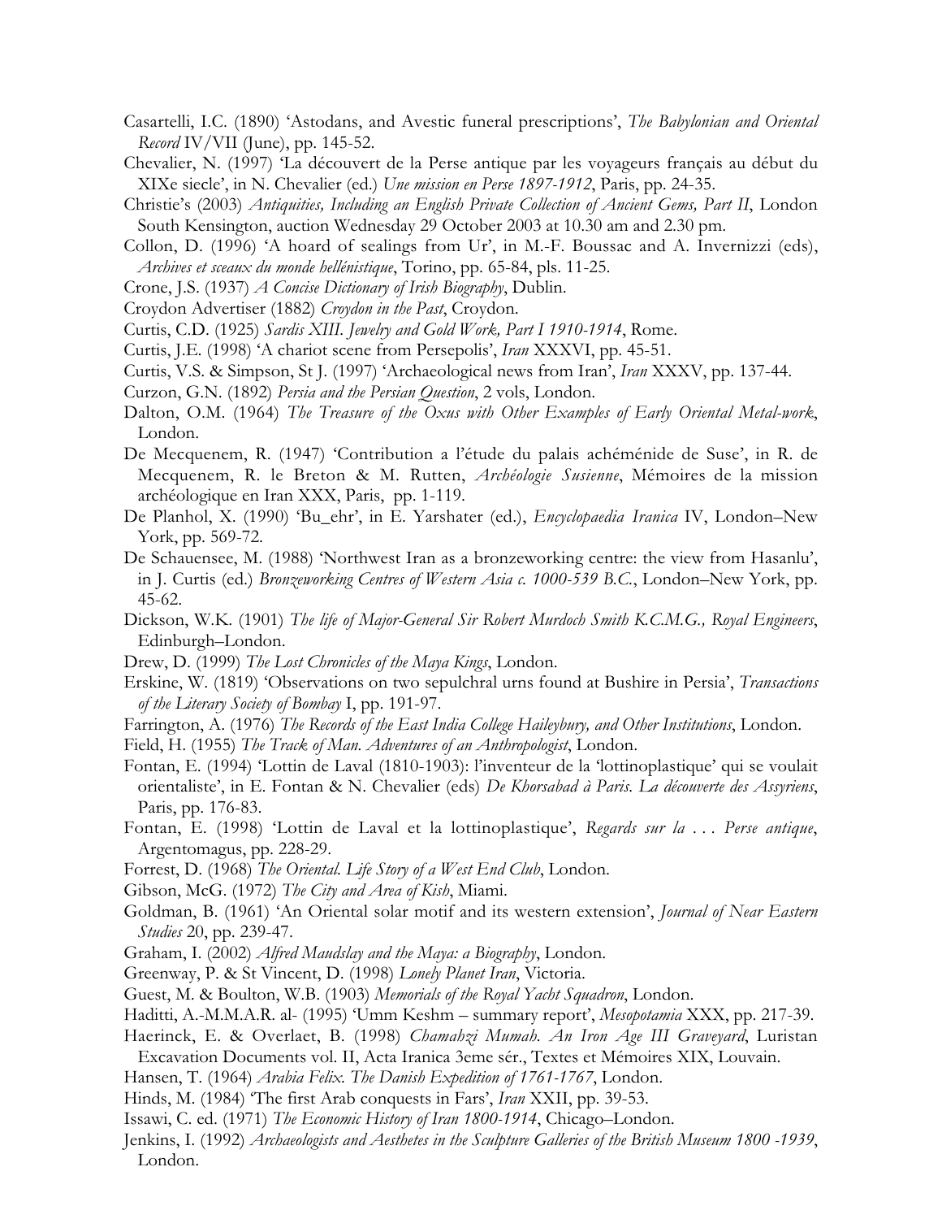Casartelli, I.C. (1890) 'Astodans, and Avestic funeral prescriptions', *The Babylonian and Oriental Record* IV/VII (June), pp. 145-52.

Chevalier, N. (1997) 'La découvert de la Perse antique par les voyageurs français au début du XIXe siecle', in N. Chevalier (ed.) *Une mission en Perse 1897-1912*, Paris, pp. 24-35.

Christie's (2003) *Antiquities, Including an English Private Collection of Ancient Gems, Part II*, London South Kensington, auction Wednesday 29 October 2003 at 10.30 am and 2.30 pm.

Collon, D. (1996) 'A hoard of sealings from Ur', in M.-F. Boussac and A. Invernizzi (eds), *Archives et sceaux du monde hellénistique*, Torino, pp. 65-84, pls. 11-25.

Crone, J.S. (1937) *A Concise Dictionary of Irish Biography*, Dublin.

Croydon Advertiser (1882) *Croydon in the Past*, Croydon.

Curtis, C.D. (1925) *Sardis XIII. Jewelry and Gold Work, Part I 1910-1914*, Rome.

Curtis, J.E. (1998) 'A chariot scene from Persepolis', *Iran* XXXVI, pp. 45-51.

Curtis, V.S. & Simpson, St J. (1997) 'Archaeological news from Iran', *Iran* XXXV, pp. 137-44.

Curzon, G.N. (1892) *Persia and the Persian Question*, 2 vols, London.

Dalton, O.M. (1964) *The Treasure of the Oxus with Other Examples of Early Oriental Metal-work*, London.

De Mecquenem, R. (1947) 'Contribution a l'étude du palais achéménide de Suse', in R. de Mecquenem, R. le Breton & M. Rutten, *Archéologie Susienne*, Mémoires de la mission archéologique en Iran XXX, Paris, pp. 1-119.

De Planhol, X. (1990) 'Bu_ehr', in E. Yarshater (ed.), *Encyclopaedia Iranica* IV, London–New York, pp. 569-72.

De Schauensee, M. (1988) 'Northwest Iran as a bronzeworking centre: the view from Hasanlu', in J. Curtis (ed.) *Bronzeworking Centres of Western Asia c. 1000-539 B.C.*, London–New York, pp. 45-62.

Dickson, W.K. (1901) *The life of Major-General Sir Robert Murdoch Smith K.C.M.G., Royal Engineers*, Edinburgh–London.

Drew, D. (1999) *The Lost Chronicles of the Maya Kings*, London.

Erskine, W. (1819) 'Observations on two sepulchral urns found at Bushire in Persia', *Transactions of the Literary Society of Bombay* I, pp. 191-97.

Farrington, A. (1976) *The Records of the East India College Haileybury, and Other Institutions*, London.

Field, H. (1955) *The Track of Man. Adventures of an Anthropologist*, London.

Fontan, E. (1994) 'Lottin de Laval (1810-1903): l'inventeur de la 'lottinoplastique' qui se voulait orientaliste', in E. Fontan & N. Chevalier (eds) *De Khorsabad à Paris. La découverte des Assyriens*, Paris, pp. 176-83.

Fontan, E. (1998) 'Lottin de Laval et la lottinoplastique', *Regards sur la . . . Perse antique*, Argentomagus, pp. 228-29.

Forrest, D. (1968) *The Oriental. Life Story of a West End Club*, London.

Gibson, McG. (1972) *The City and Area of Kish*, Miami.

Goldman, B. (1961) 'An Oriental solar motif and its western extension', *Journal of Near Eastern Studies* 20, pp. 239-47.

Graham, I. (2002) *Alfred Maudslay and the Maya: a Biography*, London.

Greenway, P. & St Vincent, D. (1998) *Lonely Planet Iran*, Victoria.

Guest, M. & Boulton, W.B. (1903) *Memorials of the Royal Yacht Squadron*, London.

Haditti, A.-M.M.A.R. al- (1995) 'Umm Keshm – summary report', *Mesopotamia* XXX, pp. 217-39.

Haerinck, E. & Overlaet, B. (1998) *Chamahzi Mumah. An Iron Age III Graveyard*, Luristan Excavation Documents vol. II, Acta Iranica 3eme sér., Textes et Mémoires XIX, Louvain.

Hansen, T. (1964) *Arabia Felix. The Danish Expedition of 1761-1767*, London.

Hinds, M. (1984) 'The first Arab conquests in Fars', *Iran* XXII, pp. 39-53.

Issawi, C. ed. (1971) *The Economic History of Iran 1800-1914*, Chicago–London.

Jenkins, I. (1992) *Archaeologists and Aesthetes in the Sculpture Galleries of the British Museum 1800 -1939*, London.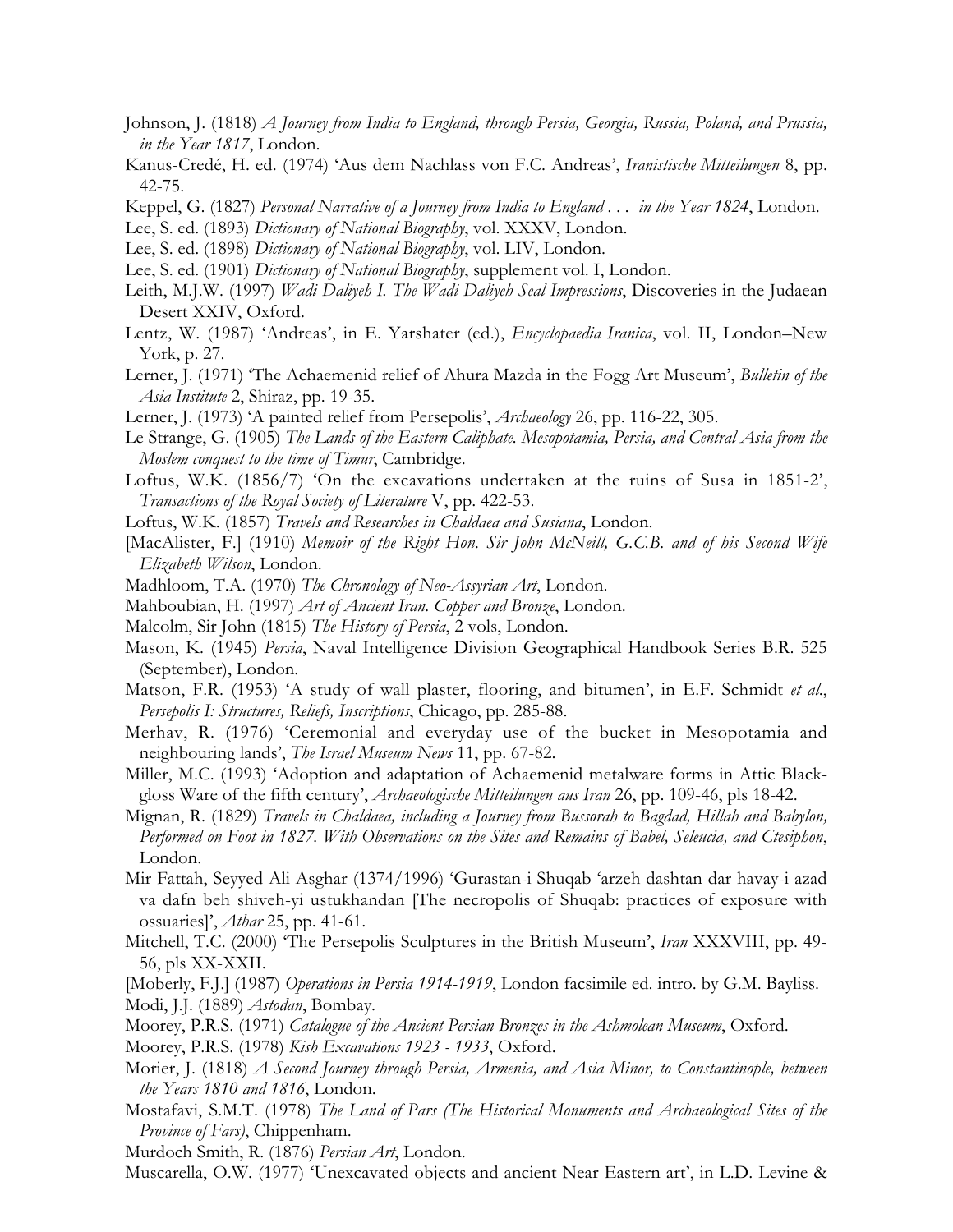Johnson, J. (1818) *A Journey from India to England, through Persia, Georgia, Russia, Poland, and Prussia, in the Year 1817*, London.

Kanus-Credé, H. ed. (1974) 'Aus dem Nachlass von F.C. Andreas', *Iranistische Mitteilungen* 8, pp. 42-75.

Keppel, G. (1827) *Personal Narrative of a Journey from India to England . . . in the Year 1824*, London.

Lee, S. ed. (1893) *Dictionary of National Biography*, vol. XXXV, London.

Lee, S. ed. (1898) *Dictionary of National Biography*, vol. LIV, London.

Lee, S. ed. (1901) *Dictionary of National Biography*, supplement vol. I, London.

Leith, M.J.W. (1997) *Wadi Daliyeh I. The Wadi Daliyeh Seal Impressions*, Discoveries in the Judaean Desert XXIV, Oxford.

Lentz, W. (1987) 'Andreas', in E. Yarshater (ed.), *Encyclopaedia Iranica*, vol. II, London–New York, p. 27.

Lerner, J. (1971) 'The Achaemenid relief of Ahura Mazda in the Fogg Art Museum', *Bulletin of the Asia Institute* 2, Shiraz, pp. 19-35.

Lerner, J. (1973) 'A painted relief from Persepolis', *Archaeology* 26, pp. 116-22, 305.

Le Strange, G. (1905) *The Lands of the Eastern Caliphate. Mesopotamia, Persia, and Central Asia from the Moslem conquest to the time of Timur*, Cambridge.

Loftus, W.K. (1856/7) 'On the excavations undertaken at the ruins of Susa in 1851-2', *Transactions of the Royal Society of Literature* V, pp. 422-53.

Loftus, W.K. (1857) *Travels and Researches in Chaldaea and Susiana*, London.

[MacAlister, F.] (1910) *Memoir of the Right Hon. Sir John McNeill, G.C.B. and of his Second Wife Elizabeth Wilson*, London.

Madhloom, T.A. (1970) *The Chronology of Neo-Assyrian Art*, London.

Mahboubian, H. (1997) *Art of Ancient Iran. Copper and Bronze*, London.

Malcolm, Sir John (1815) *The History of Persia*, 2 vols, London.

Mason, K. (1945) *Persia*, Naval Intelligence Division Geographical Handbook Series B.R. 525 (September), London.

Matson, F.R. (1953) 'A study of wall plaster, flooring, and bitumen', in E.F. Schmidt *et al.*, *Persepolis I: Structures, Reliefs, Inscriptions*, Chicago, pp. 285-88.

Merhav, R. (1976) 'Ceremonial and everyday use of the bucket in Mesopotamia and neighbouring lands', *The Israel Museum News* 11, pp. 67-82.

Miller, M.C. (1993) 'Adoption and adaptation of Achaemenid metalware forms in Attic Black-gloss Ware of the fifth century', *Archaeologische Mitteilungen aus Iran* 26, pp. 109-46, pls 18-42.

Mignan, R. (1829) *Travels in Chaldaea, including a Journey from Bussorah to Bagdad, Hillah and Babylon, Performed on Foot in 1827. With Observations on the Sites and Remains of Babel, Seleucia, and Ctesiphon*, London.

Mir Fattah, Seyyed Ali Asghar (1374/1996) 'Gurastan-i Shuqab 'arzeh dashtan dar havay-i azad va dafn beh shiveh-yi ustukhandan [The necropolis of Shuqab: practices of exposure with ossuaries]', *Athar* 25, pp. 41-61.

Mitchell, T.C. (2000) 'The Persepolis Sculptures in the British Museum', *Iran* XXXVIII, pp. 49-56, pls XX-XXII.

[Moberly, F.J.] (1987) *Operations in Persia 1914-1919*, London facsimile ed. intro. by G.M. Bayliss.

Modi, J.J. (1889) *Astodan*, Bombay.

Moorey, P.R.S. (1971) *Catalogue of the Ancient Persian Bronzes in the Ashmolean Museum*, Oxford.

Moorey, P.R.S. (1978) *Kish Excavations 1923 - 1933*, Oxford.

Morier, J. (1818) *A Second Journey through Persia, Armenia, and Asia Minor, to Constantinople, between the Years 1810 and 1816*, London.

Mostafavi, S.M.T. (1978) *The Land of Pars (The Historical Monuments and Archaeological Sites of the Province of Fars)*, Chippenham.

Murdoch Smith, R. (1876) *Persian Art*, London.

Muscarella, O.W. (1977) 'Unexcavated objects and ancient Near Eastern art', in L.D. Levine &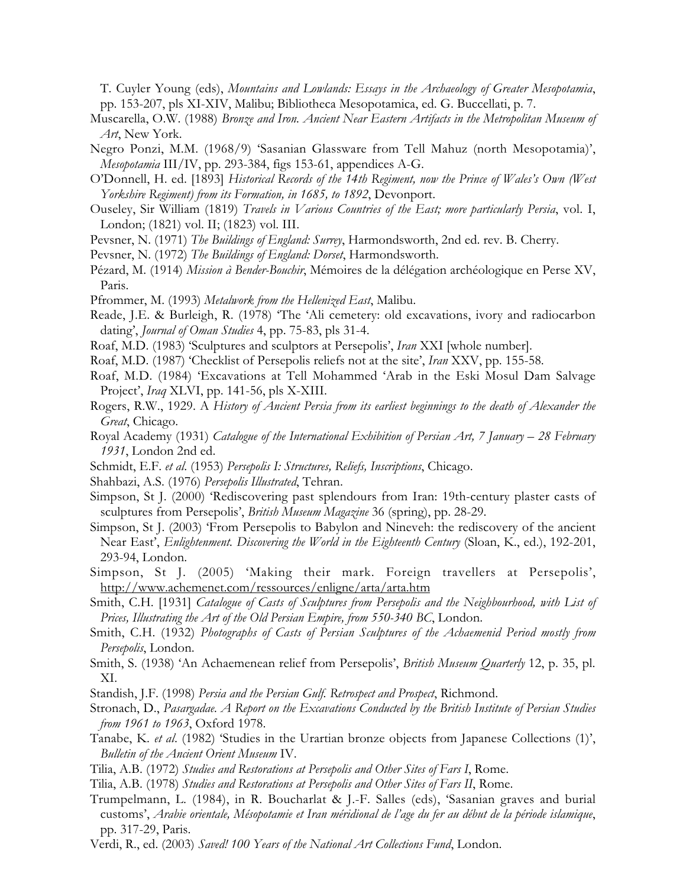T. Cuyler Young (eds), *Mountains and Lowlands: Essays in the Archaeology of Greater Mesopotamia*, pp. 153-207, pls XI-XIV, Malibu; Bibliotheca Mesopotamica, ed. G. Buccellati, p. 7.

Muscarella, O.W. (1988) *Bronze and Iron. Ancient Near Eastern Artifacts in the Metropolitan Museum of Art*, New York.

Negro Ponzi, M.M. (1968/9) 'Sasanian Glassware from Tell Mahuz (north Mesopotamia)', *Mesopotamia* III/IV, pp. 293-384, figs 153-61, appendices A-G.

O'Donnell, H. ed. [1893] *Historical Records of the 14th Regiment, now the Prince of Wales's Own (West Yorkshire Regiment) from its Formation, in 1685, to 1892*, Devonport.

Ouseley, Sir William (1819) *Travels in Various Countries of the East; more particularly Persia*, vol. I, London; (1821) vol. II; (1823) vol. III.

Pevsner, N. (1971) *The Buildings of England: Surrey*, Harmondsworth, 2nd ed. rev. B. Cherry.

Pevsner, N. (1972) *The Buildings of England: Dorset*, Harmondsworth.

Pézard, M. (1914) *Mission à Bender-Bouchir*, Mémoires de la délégation archéologique en Perse XV, Paris.

Pfrommer, M. (1993) *Metalwork from the Hellenized East*, Malibu.

Reade, J.E. & Burleigh, R. (1978) 'The 'Ali cemetery: old excavations, ivory and radiocarbon dating', *Journal of Oman Studies* 4, pp. 75-83, pls 31-4.

Roaf, M.D. (1983) 'Sculptures and sculptors at Persepolis', *Iran* XXI [whole number].

Roaf, M.D. (1987) 'Checklist of Persepolis reliefs not at the site', *Iran* XXV, pp. 155-58.

Roaf, M.D. (1984) 'Excavations at Tell Mohammed 'Arab in the Eski Mosul Dam Salvage Project', *Iraq* XLVI, pp. 141-56, pls X-XIII.

Rogers, R.W., 1929. A *History of Ancient Persia from its earliest beginnings to the death of Alexander the Great*, Chicago.

Royal Academy (1931) *Catalogue of the International Exhibition of Persian Art, 7 January – 28 February 1931*, London 2nd ed.

Schmidt, E.F. *et al*. (1953) *Persepolis I: Structures, Reliefs, Inscriptions*, Chicago.

Shahbazi, A.S. (1976) *Persepolis Illustrated*, Tehran.

Simpson, St J. (2000) 'Rediscovering past splendours from Iran: 19th-century plaster casts of sculptures from Persepolis', *British Museum Magazine* 36 (spring), pp. 28-29.

Simpson, St J. (2003) 'From Persepolis to Babylon and Nineveh: the rediscovery of the ancient Near East', *Enlightenment. Discovering the World in the Eighteenth Century* (Sloan, K., ed.), 192-201, 293-94, London.

Simpson, St J. (2005) 'Making their mark. Foreign travellers at Persepolis', http://www.achemenet.com/ressources/enligne/arta/arta.htm

Smith, C.H. [1931] *Catalogue of Casts of Sculptures from Persepolis and the Neighbourhood, with List of Prices, Illustrating the Art of the Old Persian Empire, from 550-340 BC*, London.

Smith, C.H. (1932) *Photographs of Casts of Persian Sculptures of the Achaemenid Period mostly from Persepolis*, London.

Smith, S. (1938) 'An Achaemenean relief from Persepolis', *British Museum Quarterly* 12, p. 35, pl. XI.

Standish, J.F. (1998) *Persia and the Persian Gulf. Retrospect and Prospect*, Richmond.

Stronach, D., *Pasargadae. A Report on the Excavations Conducted by the British Institute of Persian Studies from 1961 to 1963*, Oxford 1978.

Tanabe, K. *et al*. (1982) 'Studies in the Urartian bronze objects from Japanese Collections (1)', *Bulletin of the Ancient Orient Museum* IV.

Tilia, A.B. (1972) *Studies and Restorations at Persepolis and Other Sites of Fars I*, Rome.

Tilia, A.B. (1978) *Studies and Restorations at Persepolis and Other Sites of Fars II*, Rome.

Trumpelmann, L. (1984), in R. Boucharlat & J.-F. Salles (eds), 'Sasanian graves and burial customs', *Arabie orientale, Mésopotamie et Iran méridional de l'age du fer au début de la période islamique*, pp. 317-29, Paris.

Verdi, R., ed. (2003) *Saved! 100 Years of the National Art Collections Fund*, London.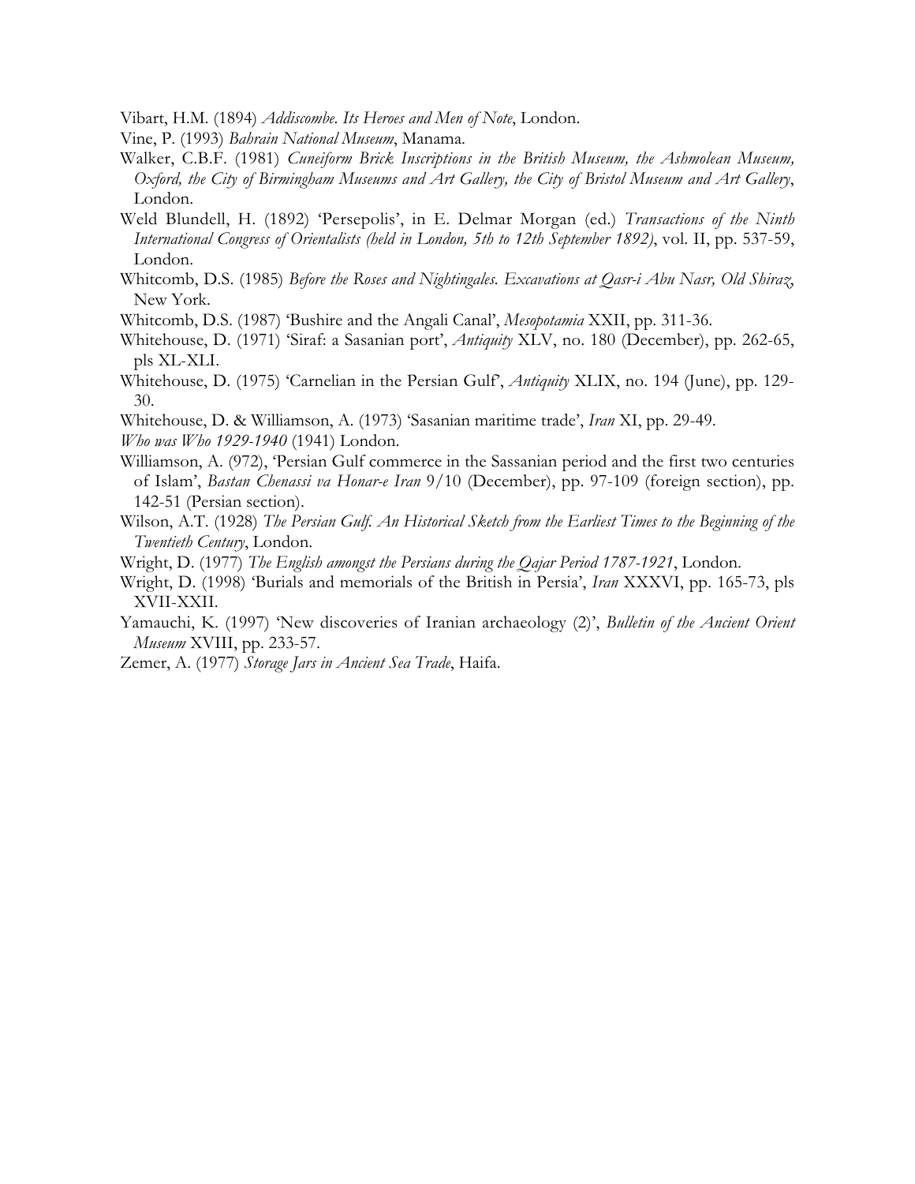Vibart, H.M. (1894) *Addiscombe. Its Heroes and Men of Note*, London.

Vine, P. (1993) *Bahrain National Museum*, Manama.

Walker, C.B.F. (1981) *Cuneiform Brick Inscriptions in the British Museum, the Ashmolean Museum, Oxford, the City of Birmingham Museums and Art Gallery, the City of Bristol Museum and Art Gallery*, London.

Weld Blundell, H. (1892) 'Persepolis', in E. Delmar Morgan (ed.) *Transactions of the Ninth International Congress of Orientalists (held in London, 5th to 12th September 1892)*, vol. II, pp. 537-59, London.

Whitcomb, D.S. (1985) *Before the Roses and Nightingales. Excavations at Qasr-i Abu Nasr, Old Shiraz*, New York.

Whitcomb, D.S. (1987) 'Bushire and the Angali Canal', *Mesopotamia* XXII, pp. 311-36.

Whitehouse, D. (1971) 'Siraf: a Sasanian port', *Antiquity* XLV, no. 180 (December), pp. 262-65, pls XL-XLI.

Whitehouse, D. (1975) 'Carnelian in the Persian Gulf', *Antiquity* XLIX, no. 194 (June), pp. 129-30.

Whitehouse, D. & Williamson, A. (1973) 'Sasanian maritime trade', *Iran* XI, pp. 29-49.

*Who was Who 1929-1940* (1941) London.

Williamson, A. (972), 'Persian Gulf commerce in the Sassanian period and the first two centuries of Islam', *Bastan Chenassi va Honar-e Iran* 9/10 (December), pp. 97-109 (foreign section), pp. 142-51 (Persian section).

Wilson, A.T. (1928) *The Persian Gulf. An Historical Sketch from the Earliest Times to the Beginning of the Twentieth Century*, London.

Wright, D. (1977) *The English amongst the Persians during the Qajar Period 1787-1921*, London.

Wright, D. (1998) 'Burials and memorials of the British in Persia', *Iran* XXXVI, pp. 165-73, pls XVII-XXII.

Yamauchi, K. (1997) 'New discoveries of Iranian archaeology (2)', *Bulletin of the Ancient Orient Museum* XVIII, pp. 233-57.

Zemer, A. (1977) *Storage Jars in Ancient Sea Trade*, Haifa.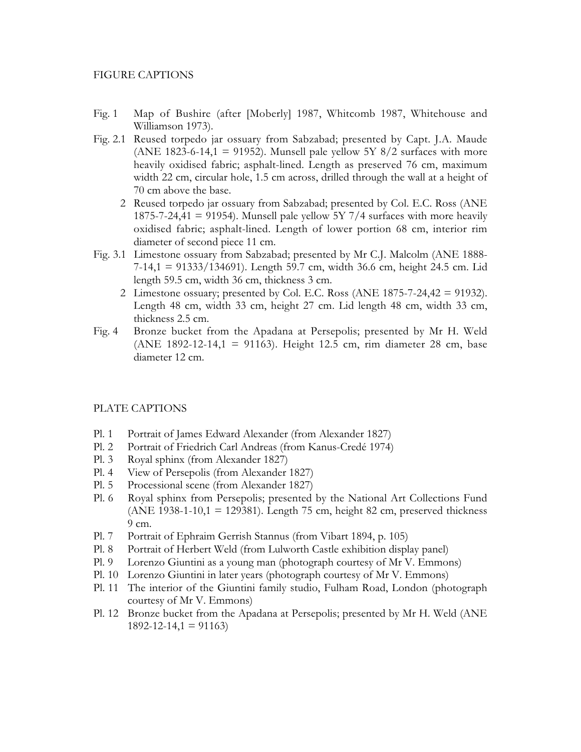## FIGURE CAPTIONS

Fig. 1 Map of Bushire (after [Moberly] 1987, Whitcomb 1987, Whitehouse and Williamson 1973).

Fig. 2.1 Reused torpedo jar ossuary from Sabzabad; presented by Capt. J.A. Maude (ANE 1823-6-14,1 = 91952). Munsell pale yellow 5Y 8/2 surfaces with more heavily oxidised fabric; asphalt-lined. Length as preserved 76 cm, maximum width 22 cm, circular hole, 1.5 cm across, drilled through the wall at a height of 70 cm above the base.

2 Reused torpedo jar ossuary from Sabzabad; presented by Col. E.C. Ross (ANE 1875-7-24,41 = 91954). Munsell pale yellow 5Y 7/4 surfaces with more heavily oxidised fabric; asphalt-lined. Length of lower portion 68 cm, interior rim diameter of second piece 11 cm.

Fig. 3.1 Limestone ossuary from Sabzabad; presented by Mr C.J. Malcolm (ANE 1888-7-14,1 = 91333/134691). Length 59.7 cm, width 36.6 cm, height 24.5 cm. Lid length 59.5 cm, width 36 cm, thickness 3 cm.

2 Limestone ossuary; presented by Col. E.C. Ross (ANE 1875-7-24,42 = 91932). Length 48 cm, width 33 cm, height 27 cm. Lid length 48 cm, width 33 cm, thickness 2.5 cm.

Fig. 4 Bronze bucket from the Apadana at Persepolis; presented by Mr H. Weld (ANE 1892-12-14,1 = 91163). Height 12.5 cm, rim diameter 28 cm, base diameter 12 cm.

## PLATE CAPTIONS

Pl. 1 Portrait of James Edward Alexander (from Alexander 1827)

Pl. 2 Portrait of Friedrich Carl Andreas (from Kanus-Credé 1974)

Pl. 3 Royal sphinx (from Alexander 1827)

Pl. 4 View of Persepolis (from Alexander 1827)

Pl. 5 Processional scene (from Alexander 1827)

Pl. 6 Royal sphinx from Persepolis; presented by the National Art Collections Fund (ANE 1938-1-10,1 = 129381). Length 75 cm, height 82 cm, preserved thickness 9 cm.

Pl. 7 Portrait of Ephraim Gerrish Stannus (from Vibart 1894, p. 105)

Pl. 8 Portrait of Herbert Weld (from Lulworth Castle exhibition display panel)

Pl. 9 Lorenzo Giuntini as a young man (photograph courtesy of Mr V. Emmons)

Pl. 10 Lorenzo Giuntini in later years (photograph courtesy of Mr V. Emmons)

Pl. 11 The interior of the Giuntini family studio, Fulham Road, London (photograph courtesy of Mr V. Emmons)

Pl. 12 Bronze bucket from the Apadana at Persepolis; presented by Mr H. Weld (ANE 1892-12-14,1 = 91163)